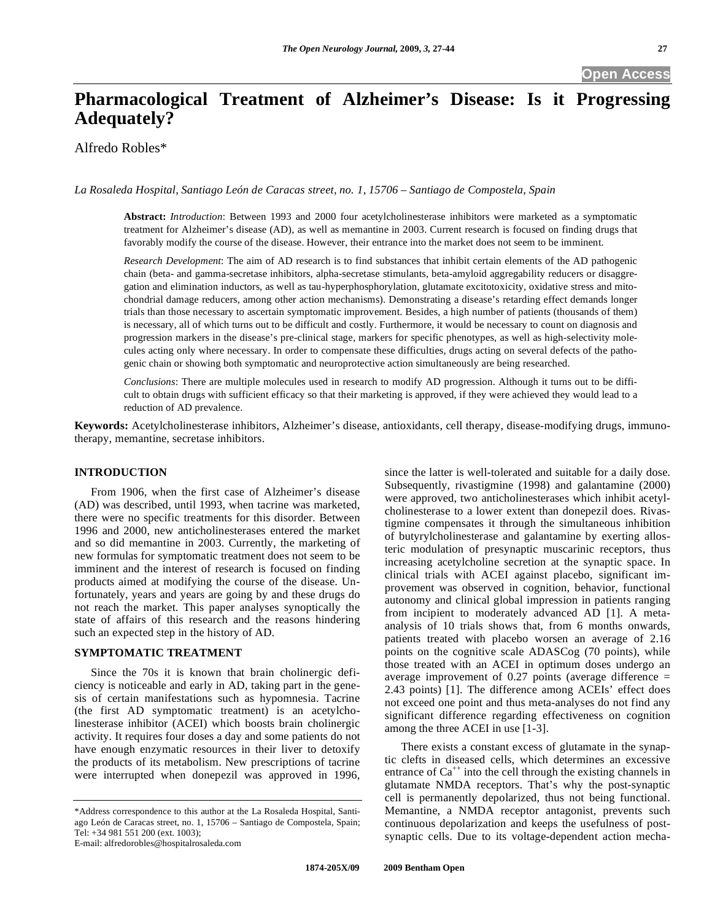# Pharmacological Treatment of Alzheimer's Disease: Is it Progressing Adequately?

Alfredo Robles*

*La Rosaleda Hospital, Santiago León de Caracas street, no. 1, 15706 – Santiago de Compostela, Spain*

**Abstract:** *Introduction*: Between 1993 and 2000 four acetylcholinesterase inhibitors were marketed as a symptomatic treatment for Alzheimer's disease (AD), as well as memantine in 2003. Current research is focused on finding drugs that favorably modify the course of the disease. However, their entrance into the market does not seem to be imminent.

*Research Development*: The aim of AD research is to find substances that inhibit certain elements of the AD pathogenic chain (beta- and gamma-secretase inhibitors, alpha-secretase stimulants, beta-amyloid aggregability reducers or disaggregation and elimination inductors, as well as tau-hyperphosphorylation, glutamate excitotoxicity, oxidative stress and mitochondrial damage reducers, among other action mechanisms). Demonstrating a disease's retarding effect demands longer trials than those necessary to ascertain symptomatic improvement. Besides, a high number of patients (thousands of them) is necessary, all of which turns out to be difficult and costly. Furthermore, it would be necessary to count on diagnosis and progression markers in the disease's pre-clinical stage, markers for specific phenotypes, as well as high-selectivity molecules acting only where necessary. In order to compensate these difficulties, drugs acting on several defects of the pathogenic chain or showing both symptomatic and neuroprotective action simultaneously are being researched.

*Conclusions*: There are multiple molecules used in research to modify AD progression. Although it turns out to be difficult to obtain drugs with sufficient efficacy so that their marketing is approved, if they were achieved they would lead to a reduction of AD prevalence.

**Keywords:** Acetylcholinesterase inhibitors, Alzheimer's disease, antioxidants, cell therapy, disease-modifying drugs, immunotherapy, memantine, secretase inhibitors.

## INTRODUCTION

From 1906, when the first case of Alzheimer's disease (AD) was described, until 1993, when tacrine was marketed, there were no specific treatments for this disorder. Between 1996 and 2000, new anticholinesterases entered the market and so did memantine in 2003. Currently, the marketing of new formulas for symptomatic treatment does not seem to be imminent and the interest of research is focused on finding products aimed at modifying the course of the disease. Unfortunately, years and years are going by and these drugs do not reach the market. This paper analyses synoptically the state of affairs of this research and the reasons hindering such an expected step in the history of AD.

## SYMPTOMATIC TREATMENT

Since the 70s it is known that brain cholinergic deficiency is noticeable and early in AD, taking part in the genesis of certain manifestations such as hypomnesia. Tacrine (the first AD symptomatic treatment) is an acetylcholinesterase inhibitor (ACEI) which boosts brain cholinergic activity. It requires four doses a day and some patients do not have enough enzymatic resources in their liver to detoxify the products of its metabolism. New prescriptions of tacrine were interrupted when donepezil was approved in 1996, since the latter is well-tolerated and suitable for a daily dose. Subsequently, rivastigmine (1998) and galantamine (2000) were approved, two anticholinesterases which inhibit acetylcholinesterase to a lower extent than donepezil does. Rivastigmine compensates it through the simultaneous inhibition of butyrylcholinesterase and galantamine by exerting allosteric modulation of presynaptic muscarinic receptors, thus increasing acetylcholine secretion at the synaptic space. In clinical trials with ACEI against placebo, significant improvement was observed in cognition, behavior, functional autonomy and clinical global impression in patients ranging from incipient to moderately advanced AD [1]. A meta-analysis of 10 trials shows that, from 6 months onwards, patients treated with placebo worsen an average of 2.16 points on the cognitive scale ADASCog (70 points), while those treated with an ACEI in optimum doses undergo an average improvement of 0.27 points (average difference = 2.43 points) [1]. The difference among ACEIs' effect does not exceed one point and thus meta-analyses do not find any significant difference regarding effectiveness on cognition among the three ACEI in use [1-3].

There exists a constant excess of glutamate in the synaptic clefts in diseased cells, which determines an excessive entrance of $Ca^{++}$ into the cell through the existing channels in glutamate NMDA receptors. That's why the post-synaptic cell is permanently depolarized, thus not being functional. Memantine, a NMDA receptor antagonist, prevents such continuous depolarization and keeps the usefulness of post-synaptic cells. Due to its voltage-dependent action mecha-

*Address correspondence to this author at the La Rosaleda Hospital, Santiago León de Caracas street, no. 1, 15706 – Santiago de Compostela, Spain; Tel: +34 981 551 200 (ext. 1003);
E-mail: alfredorobles@hospitalrosaleda.com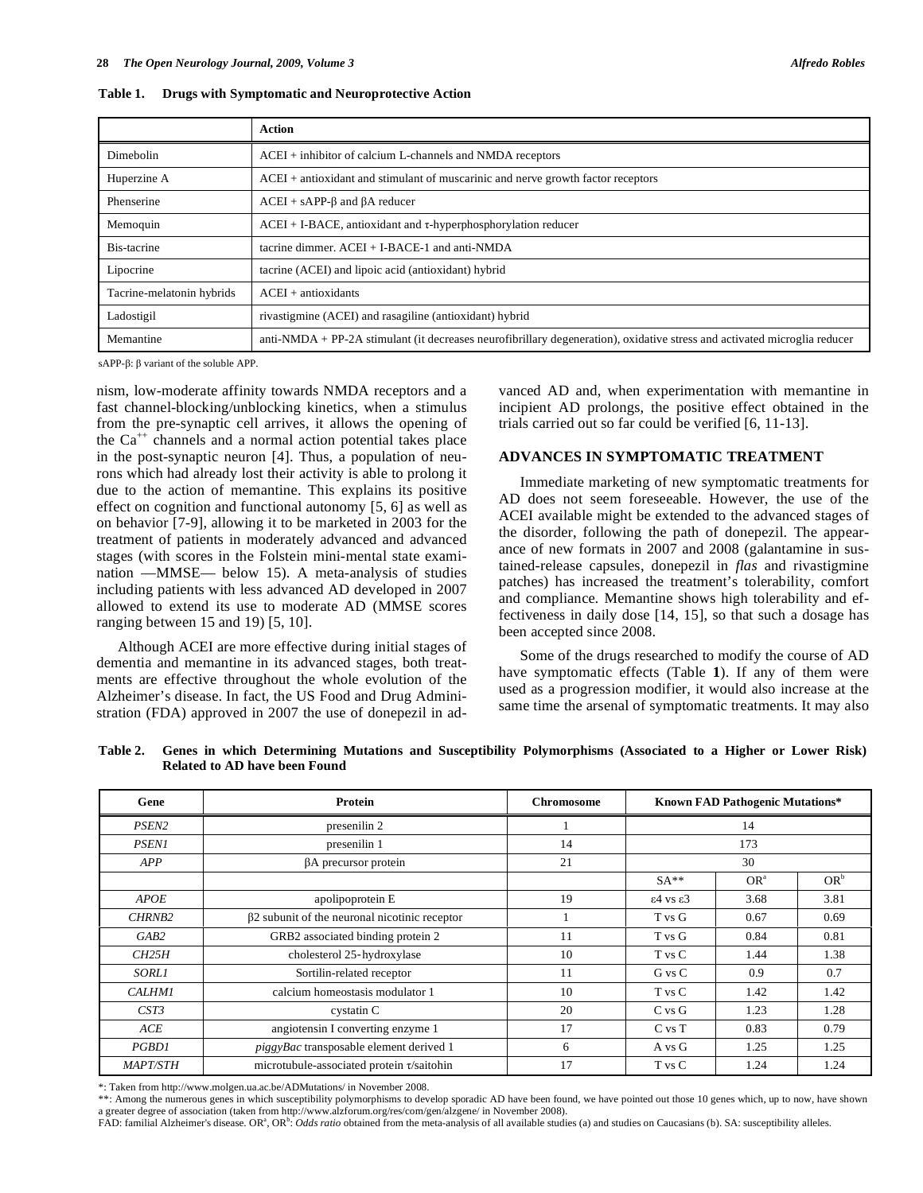**Table 1. Drugs with Symptomatic and Neuroprotective Action**

| | Action |
|---|---|
| Dimebolin | ACEI + inhibitor of calcium L-channels and NMDA receptors |
| Huperzine A | ACEI + antioxidant and stimulant of muscarinic and nerve growth factor receptors |
| Phenserine | ACEI + sAPP-β and βA reducer |
| Memoquin | ACEI + I-BACE, antioxidant and τ-hyperphosphorylation reducer |
| Bis-tacrine | tacrine dimmer. ACEI + I-BACE-1 and anti-NMDA |
| Lipocrine | tacrine (ACEI) and lipoic acid (antioxidant) hybrid |
| Tacrine-melatonin hybrids | ACEI + antioxidants |
| Ladostigil | rivastigmine (ACEI) and rasagiline (antioxidant) hybrid |
| Memantine | anti-NMDA + PP-2A stimulant (it decreases neurofibrillary degeneration), oxidative stress and activated microglia reducer |

sAPP-β: β variant of the soluble APP.

nism, low-moderate affinity towards NMDA receptors and a fast channel-blocking/unblocking kinetics, when a stimulus from the pre-synaptic cell arrives, it allows the opening of the $Ca^{++}$ channels and a normal action potential takes place in the post-synaptic neuron [4]. Thus, a population of neurons which had already lost their activity is able to prolong it due to the action of memantine. This explains its positive effect on cognition and functional autonomy [5, 6] as well as on behavior [7-9], allowing it to be marketed in 2003 for the treatment of patients in moderately advanced and advanced stages (with scores in the Folstein mini-mental state examination —MMSE— below 15). A meta-analysis of studies including patients with less advanced AD developed in 2007 allowed to extend its use to moderate AD (MMSE scores ranging between 15 and 19) [5, 10].

Although ACEI are more effective during initial stages of dementia and memantine in its advanced stages, both treatments are effective throughout the whole evolution of the Alzheimer's disease. In fact, the US Food and Drug Administration (FDA) approved in 2007 the use of donepezil in advanced AD and, when experimentation with memantine in incipient AD prolongs, the positive effect obtained in the trials carried out so far could be verified [6, 11-13].

## ADVANCES IN SYMPTOMATIC TREATMENT

Immediate marketing of new symptomatic treatments for AD does not seem foreseeable. However, the use of the ACEI available might be extended to the advanced stages of the disorder, following the path of donepezil. The appearance of new formats in 2007 and 2008 (galantamine in sustained-release capsules, donepezil in *flas* and rivastigmine patches) has increased the treatment's tolerability, comfort and compliance. Memantine shows high tolerability and effectiveness in daily dose [14, 15], so that such a dosage has been accepted since 2008.

Some of the drugs researched to modify the course of AD have symptomatic effects (Table **1**). If any of them were used as a progression modifier, it would also increase at the same time the arsenal of symptomatic treatments. It may also

**Table 2. Genes in which Determining Mutations and Susceptibility Polymorphisms (Associated to a Higher or Lower Risk) Related to AD have been Found**

| Gene | Protein | Chromosome | Known FAD Pathogenic Mutations* | | |
|---|---|---|---|---|---|
| *PSEN2* | presenilin 2 | 1 | 14 | | |
| *PSEN1* | presenilin 1 | 14 | 173 | | |
| *APP* | βA precursor protein | 21 | 30 | | |
| | | | SA** | OR[a] | OR[b] |
| *APOE* | apolipoprotein E | 19 | ε4 vs ε3 | 3.68 | 3.81 |
| *CHRNB2* | β2 subunit of the neuronal nicotinic receptor | 1 | T vs G | 0.67 | 0.69 |
| *GAB2* | GRB2 associated binding protein 2 | 11 | T vs G | 0.84 | 0.81 |
| *CH25H* | cholesterol 25-hydroxylase | 10 | T vs C | 1.44 | 1.38 |
| *SORL1* | Sortilin-related receptor | 11 | G vs C | 0.9 | 0.7 |
| *CALHM1* | calcium homeostasis modulator 1 | 10 | T vs C | 1.42 | 1.42 |
| *CST3* | cystatin C | 20 | C vs G | 1.23 | 1.28 |
| *ACE* | angiotensin I converting enzyme 1 | 17 | C vs T | 0.83 | 0.79 |
| *PGBD1* | *piggyBac* transposable element derived 1 | 6 | A vs G | 1.25 | 1.25 |
| *MAPT/STH* | microtubule-associated protein τ/saitohin | 17 | T vs C | 1.24 | 1.24 |

*: Taken from http://www.molgen.ua.ac.be/ADMutations/ in November 2008.
**: Among the numerous genes in which susceptibility polymorphisms to develop sporadic AD have been found, we have pointed out those 10 genes which, up to now, have shown a greater degree of association (taken from http://www.alzforum.org/res/com/gen/alzgene/ in November 2008).
FAD: familial Alzheimer's disease. OR[a], OR[b]: *Odds ratio* obtained from the meta-analysis of all available studies (a) and studies on Caucasians (b). SA: susceptibility alleles.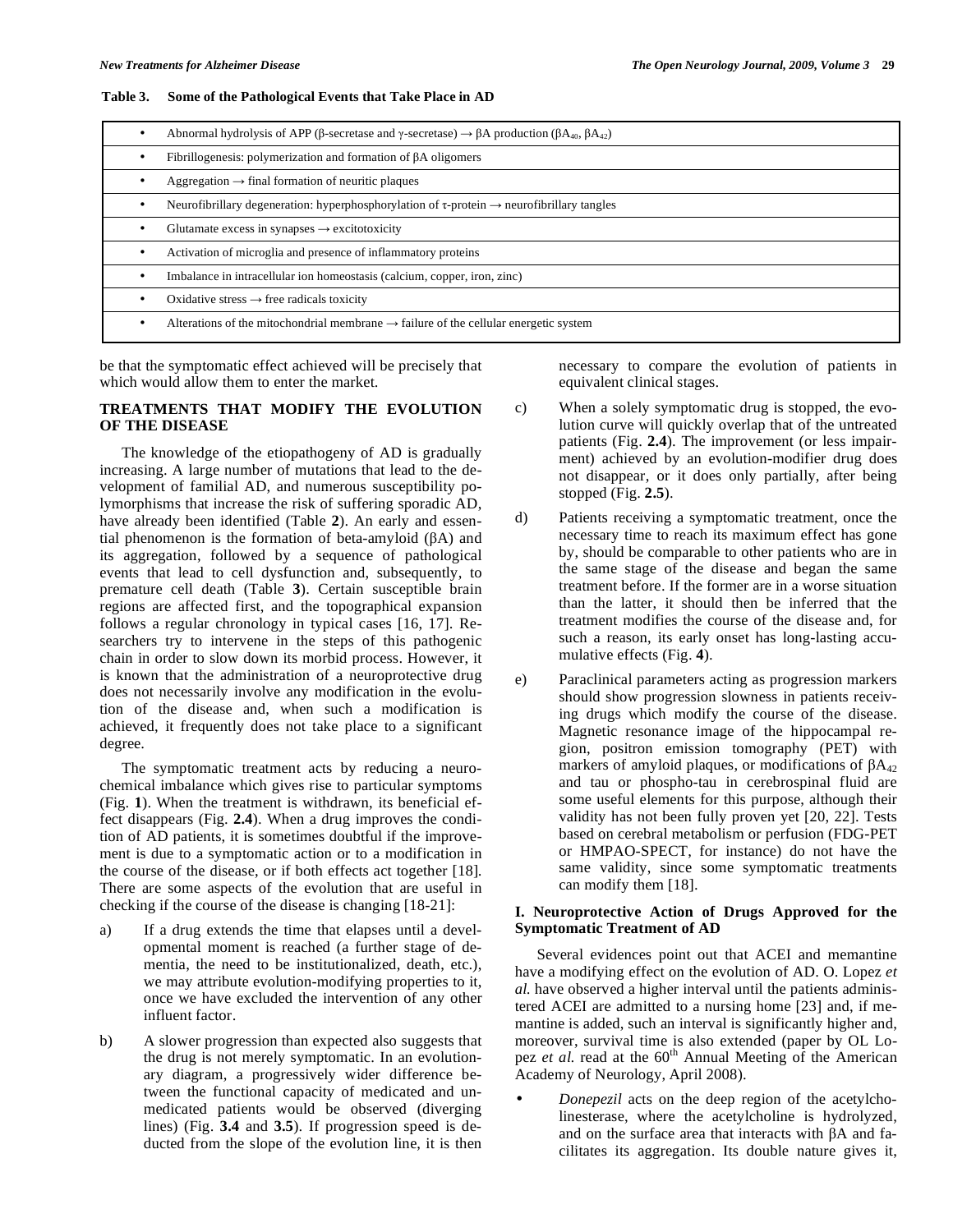**Table 3. Some of the Pathological Events that Take Place in AD**

| |
|---|
| • Abnormal hydrolysis of APP (β-secretase and γ-secretase) → βA production ($\beta A_{40}$, $\beta A_{42}$) |
| • Fibrillogenesis: polymerization and formation of βA oligomers |
| • Aggregation → final formation of neuritic plaques |
| • Neurofibrillary degeneration: hyperphosphorylation of τ-protein → neurofibrillary tangles |
| • Glutamate excess in synapses → excitotoxicity |
| • Activation of microglia and presence of inflammatory proteins |
| • Imbalance in intracellular ion homeostasis (calcium, copper, iron, zinc) |
| • Oxidative stress → free radicals toxicity |
| • Alterations of the mitochondrial membrane → failure of the cellular energetic system |

be that the symptomatic effect achieved will be precisely that which would allow them to enter the market.

## TREATMENTS THAT MODIFY THE EVOLUTION OF THE DISEASE

The knowledge of the etiopathogeny of AD is gradually increasing. A large number of mutations that lead to the development of familial AD, and numerous susceptibility polymorphisms that increase the risk of suffering sporadic AD, have already been identified (Table **2**). An early and essential phenomenon is the formation of beta-amyloid (βA) and its aggregation, followed by a sequence of pathological events that lead to cell dysfunction and, subsequently, to premature cell death (Table **3**). Certain susceptible brain regions are affected first, and the topographical expansion follows a regular chronology in typical cases [16, 17]. Researchers try to intervene in the steps of this pathogenic chain in order to slow down its morbid process. However, it is known that the administration of a neuroprotective drug does not necessarily involve any modification in the evolution of the disease and, when such a modification is achieved, it frequently does not take place to a significant degree.

The symptomatic treatment acts by reducing a neurochemical imbalance which gives rise to particular symptoms (Fig. **1**). When the treatment is withdrawn, its beneficial effect disappears (Fig. **2.4**). When a drug improves the condition of AD patients, it is sometimes doubtful if the improvement is due to a symptomatic action or to a modification in the course of the disease, or if both effects act together [18]. There are some aspects of the evolution that are useful in checking if the course of the disease is changing [18-21]:

a) If a drug extends the time that elapses until a developmental moment is reached (a further stage of dementia, the need to be institutionalized, death, etc.), we may attribute evolution-modifying properties to it, once we have excluded the intervention of any other influent factor.

b) A slower progression than expected also suggests that the drug is not merely symptomatic. In an evolutionary diagram, a progressively wider difference between the functional capacity of medicated and unmedicated patients would be observed (diverging lines) (Fig. **3.4** and **3.5**). If progression speed is deducted from the slope of the evolution line, it is then necessary to compare the evolution of patients in equivalent clinical stages.

c) When a solely symptomatic drug is stopped, the evolution curve will quickly overlap that of the untreated patients (Fig. **2.4**). The improvement (or less impairment) achieved by an evolution-modifier drug does not disappear, or it does only partially, after being stopped (Fig. **2.5**).

d) Patients receiving a symptomatic treatment, once the necessary time to reach its maximum effect has gone by, should be comparable to other patients who are in the same stage of the disease and began the same treatment before. If the former are in a worse situation than the latter, it should then be inferred that the treatment modifies the course of the disease and, for such a reason, its early onset has long-lasting accumulative effects (Fig. **4**).

e) Paraclinical parameters acting as progression markers should show progression slowness in patients receiving drugs which modify the course of the disease. Magnetic resonance image of the hippocampal region, positron emission tomography (PET) with markers of amyloid plaques, or modifications of $\beta A_{42}$ and tau or phospho-tau in cerebrospinal fluid are some useful elements for this purpose, although their validity has not been fully proven yet [20, 22]. Tests based on cerebral metabolism or perfusion (FDG-PET or HMPAO-SPECT, for instance) do not have the same validity, since some symptomatic treatments can modify them [18].

### I. Neuroprotective Action of Drugs Approved for the Symptomatic Treatment of AD

Several evidences point out that ACEI and memantine have a modifying effect on the evolution of AD. O. Lopez *et al.* have observed a higher interval until the patients administered ACEI are admitted to a nursing home [23] and, if memantine is added, such an interval is significantly higher and, moreover, survival time is also extended (paper by OL Lopez *et al.* read at the 60th Annual Meeting of the American Academy of Neurology, April 2008).

- *Donepezil* acts on the deep region of the acetylcholinesterase, where the acetylcholine is hydrolyzed, and on the surface area that interacts with βA and facilitates its aggregation. Its double nature gives it,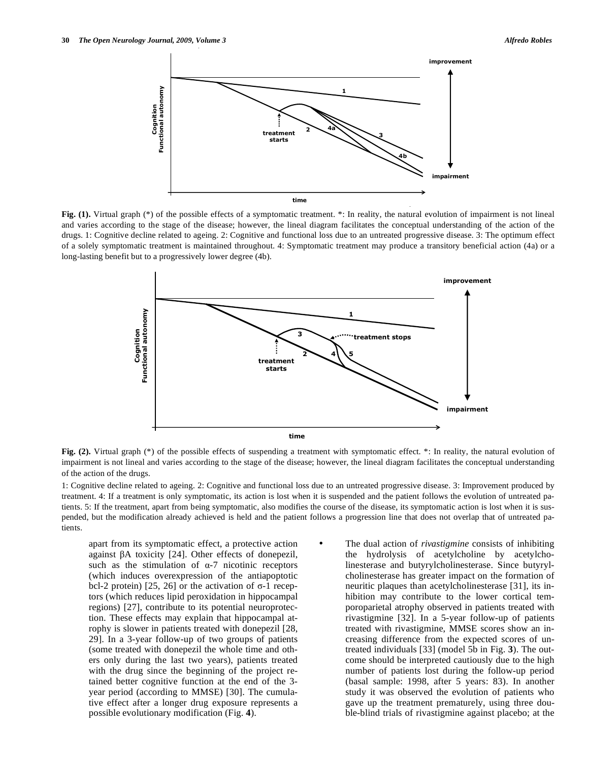**Fig. (1).** Virtual graph (*) of the possible effects of a symptomatic treatment. *: In reality, the natural evolution of impairment is not lineal and varies according to the stage of the disease; however, the lineal diagram facilitates the conceptual understanding of the action of the drugs. 1: Cognitive decline related to ageing. 2: Cognitive and functional loss due to an untreated progressive disease. 3: The optimum effect of a solely symptomatic treatment is maintained throughout. 4: Symptomatic treatment may produce a transitory beneficial action (4a) or a long-lasting benefit but to a progressively lower degree (4b).

**Fig. (2).** Virtual graph (*) of the possible effects of suspending a treatment with symptomatic effect. *: In reality, the natural evolution of impairment is not lineal and varies according to the stage of the disease; however, the lineal diagram facilitates the conceptual understanding of the action of the drugs.

1: Cognitive decline related to ageing. 2: Cognitive and functional loss due to an untreated progressive disease. 3: Improvement produced by treatment. 4: If a treatment is only symptomatic, its action is lost when it is suspended and the patient follows the evolution of untreated patients. 5: If the treatment, apart from being symptomatic, also modifies the course of the disease, its symptomatic action is lost when it is suspended, but the modification already achieved is held and the patient follows a progression line that does not overlap that of untreated patients.

apart from its symptomatic effect, a protective action against βA toxicity [24]. Other effects of donepezil, such as the stimulation of α-7 nicotinic receptors (which induces overexpression of the antiapoptotic bcl-2 protein) [25, 26] or the activation of σ-1 receptors (which reduces lipid peroxidation in hippocampal regions) [27], contribute to its potential neuroprotection. These effects may explain that hippocampal atrophy is slower in patients treated with donepezil [28, 29]. In a 3-year follow-up of two groups of patients (some treated with donepezil the whole time and others only during the last two years), patients treated with the drug since the beginning of the project retained better cognitive function at the end of the 3-year period (according to MMSE) [30]. The cumulative effect after a longer drug exposure represents a possible evolutionary modification (Fig. **4**).

- The dual action of *rivastigmine* consists of inhibiting the hydrolysis of acetylcholine by acetylcholinesterase and butyrylcholinesterase. Since butyrylcholinesterase has greater impact on the formation of neuritic plaques than acetylcholinesterase [31], its inhibition may contribute to the lower cortical temporoparietal atrophy observed in patients treated with rivastigmine [32]. In a 5-year follow-up of patients treated with rivastigmine, MMSE scores show an increasing difference from the expected scores of untreated individuals [33] (model 5b in Fig. **3**). The outcome should be interpreted cautiously due to the high number of patients lost during the follow-up period (basal sample: 1998, after 5 years: 83). In another study it was observed the evolution of patients who gave up the treatment prematurely, using three double-blind trials of rivastigmine against placebo; at the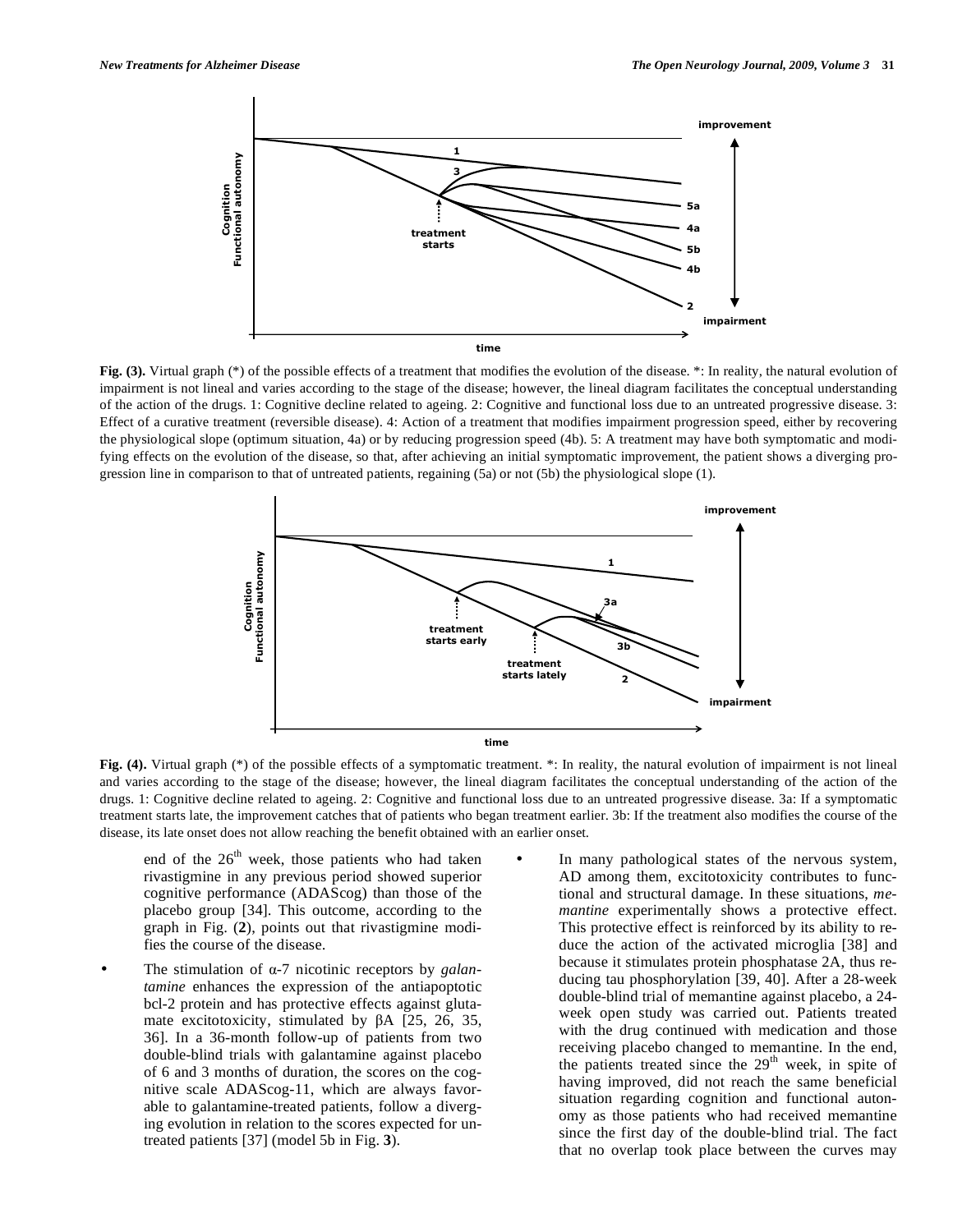**Fig. (3).** Virtual graph (*) of the possible effects of a treatment that modifies the evolution of the disease. *: In reality, the natural evolution of impairment is not lineal and varies according to the stage of the disease; however, the lineal diagram facilitates the conceptual understanding of the action of the drugs. 1: Cognitive decline related to ageing. 2: Cognitive and functional loss due to an untreated progressive disease. 3: Effect of a curative treatment (reversible disease). 4: Action of a treatment that modifies impairment progression speed, either by recovering the physiological slope (optimum situation, 4a) or by reducing progression speed (4b). 5: A treatment may have both symptomatic and modifying effects on the evolution of the disease, so that, after achieving an initial symptomatic improvement, the patient shows a diverging progression line in comparison to that of untreated patients, regaining (5a) or not (5b) the physiological slope (1).

**Fig. (4).** Virtual graph (*) of the possible effects of a symptomatic treatment. *: In reality, the natural evolution of impairment is not lineal and varies according to the stage of the disease; however, the lineal diagram facilitates the conceptual understanding of the action of the drugs. 1: Cognitive decline related to ageing. 2: Cognitive and functional loss due to an untreated progressive disease. 3a: If a symptomatic treatment starts late, the improvement catches that of patients who began treatment earlier. 3b: If the treatment also modifies the course of the disease, its late onset does not allow reaching the benefit obtained with an earlier onset.

end of the 26th week, those patients who had taken rivastigmine in any previous period showed superior cognitive performance (ADAScog) than those of the placebo group [34]. This outcome, according to the graph in Fig. (**2**), points out that rivastigmine modifies the course of the disease.

- The stimulation of α-7 nicotinic receptors by *galantamine* enhances the expression of the antiapoptotic bcl-2 protein and has protective effects against glutamate excitotoxicity, stimulated by βA [25, 26, 35, 36]. In a 36-month follow-up of patients from two double-blind trials with galantamine against placebo of 6 and 3 months of duration, the scores on the cognitive scale ADAScog-11, which are always favorable to galantamine-treated patients, follow a diverging evolution in relation to the scores expected for untreated patients [37] (model 5b in Fig. **3**).
- In many pathological states of the nervous system, AD among them, excitotoxicity contributes to functional and structural damage. In these situations, *memantine* experimentally shows a protective effect. This protective effect is reinforced by its ability to reduce the action of the activated microglia [38] and because it stimulates protein phosphatase 2A, thus reducing tau phosphorylation [39, 40]. After a 28-week double-blind trial of memantine against placebo, a 24-week open study was carried out. Patients treated with the drug continued with medication and those receiving placebo changed to memantine. In the end, the patients treated since the 29th week, in spite of having improved, did not reach the same beneficial situation regarding cognition and functional autonomy as those patients who had received memantine since the first day of the double-blind trial. The fact that no overlap took place between the curves may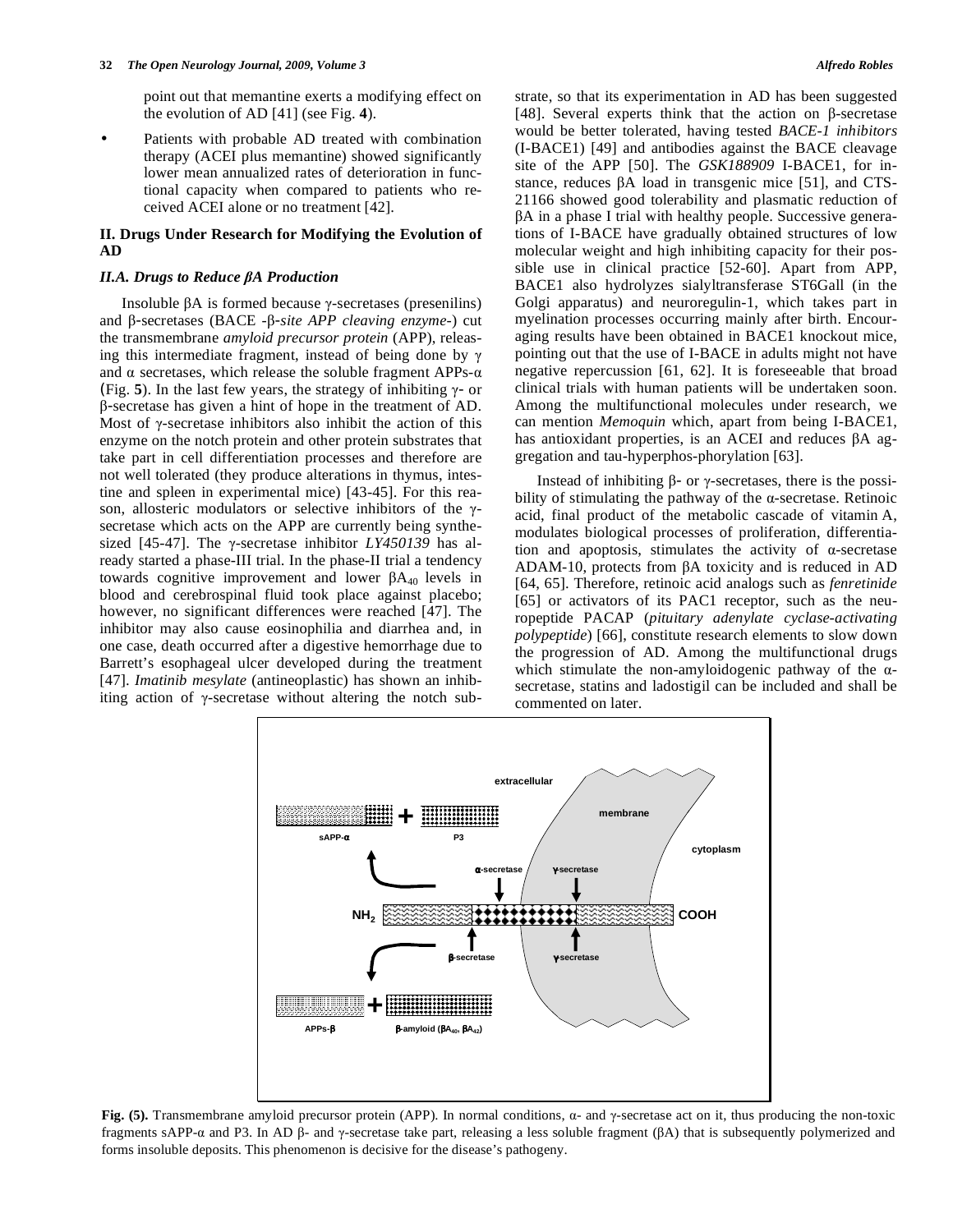point out that memantine exerts a modifying effect on the evolution of AD [41] (see Fig. **4**).

- Patients with probable AD treated with combination therapy (ACEI plus memantine) showed significantly lower mean annualized rates of deterioration in functional capacity when compared to patients who received ACEI alone or no treatment [42].

## II. Drugs Under Research for Modifying the Evolution of AD

### *II.A. Drugs to Reduce βA Production*

Insoluble βA is formed because γ-secretases (presenilins) and β-secretases (BACE -β-*site APP cleaving enzyme*-) cut the transmembrane *amyloid precursor protein* (APP), releasing this intermediate fragment, instead of being done by γ and α secretases, which release the soluble fragment APPs-α (Fig. **5**). In the last few years, the strategy of inhibiting γ- or β-secretase has given a hint of hope in the treatment of AD. Most of γ-secretase inhibitors also inhibit the action of this enzyme on the notch protein and other protein substrates that take part in cell differentiation processes and therefore are not well tolerated (they produce alterations in thymus, intestine and spleen in experimental mice) [43-45]. For this reason, allosteric modulators or selective inhibitors of the γ-secretase which acts on the APP are currently being synthesized [45-47]. The γ-secretase inhibitor *LY450139* has already started a phase-III trial. In the phase-II trial a tendency towards cognitive improvement and lower $βA_{40}$ levels in blood and cerebrospinal fluid took place against placebo; however, no significant differences were reached [47]. The inhibitor may also cause eosinophilia and diarrhea and, in one case, death occurred after a digestive hemorrhage due to Barrett's esophageal ulcer developed during the treatment [47]. *Imatinib mesylate* (antineoplastic) has shown an inhibiting action of γ-secretase without altering the notch substrate, so that its experimentation in AD has been suggested [48]. Several experts think that the action on β-secretase would be better tolerated, having tested *BACE-1 inhibitors* (I-BACE1) [49] and antibodies against the BACE cleavage site of the APP [50]. The *GSK188909* I-BACE1, for instance, reduces βA load in transgenic mice [51], and CTS-21166 showed good tolerability and plasmatic reduction of βA in a phase I trial with healthy people. Successive generations of I-BACE have gradually obtained structures of low molecular weight and high inhibiting capacity for their possible use in clinical practice [52-60]. Apart from APP, BACE1 also hydrolyzes sialyltransferase ST6Gall (in the Golgi apparatus) and neuroregulin-1, which takes part in myelination processes occurring mainly after birth. Encouraging results have been obtained in BACE1 knockout mice, pointing out that the use of I-BACE in adults might not have negative repercussion [61, 62]. It is foreseeable that broad clinical trials with human patients will be undertaken soon. Among the multifunctional molecules under research, we can mention *Memoquin* which, apart from being I-BACE1, has antioxidant properties, is an ACEI and reduces βA aggregation and tau-hyperphos-phorylation [63].

Instead of inhibiting β- or γ-secretases, there is the possibility of stimulating the pathway of the α-secretase. Retinoic acid, final product of the metabolic cascade of vitamin A, modulates biological processes of proliferation, differentiation and apoptosis, stimulates the activity of α-secretase ADAM-10, protects from βA toxicity and is reduced in AD [64, 65]. Therefore, retinoic acid analogs such as *fenretinide* [65] or activators of its PAC1 receptor, such as the neuropeptide PACAP (*pituitary adenylate cyclase-activating polypeptide*) [66], constitute research elements to slow down the progression of AD. Among the multifunctional drugs which stimulate the non-amyloidogenic pathway of the α-secretase, statins and ladostigil can be included and shall be commented on later.

**Fig. (5).** Transmembrane amyloid precursor protein (APP). In normal conditions, α- and γ-secretase act on it, thus producing the non-toxic fragments sAPP-α and P3. In AD β- and γ-secretase take part, releasing a less soluble fragment (βA) that is subsequently polymerized and forms insoluble deposits. This phenomenon is decisive for the disease's pathogeny.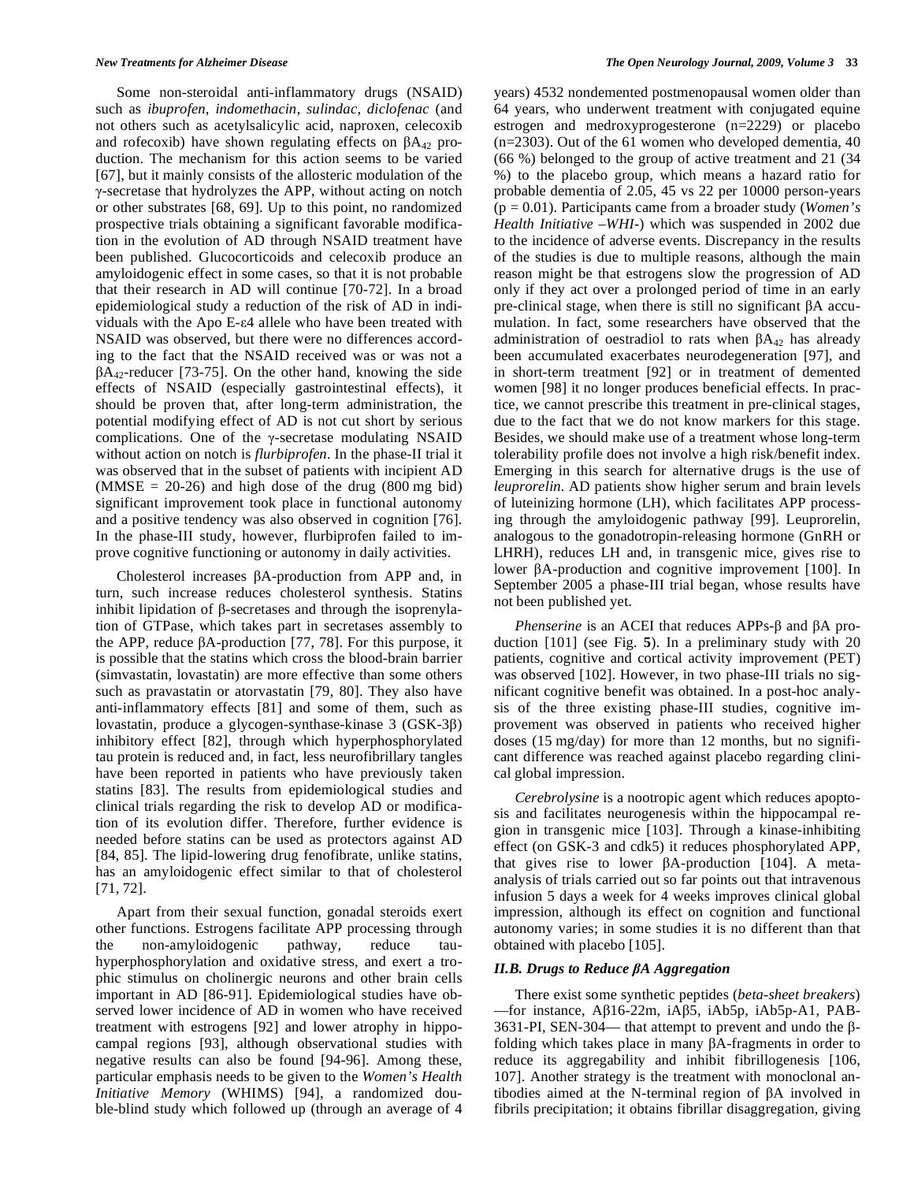Some non-steroidal anti-inflammatory drugs (NSAID) such as *ibuprofen*, *indomethacin*, *sulindac*, *diclofenac* (and not others such as acetylsalicylic acid, naproxen, celecoxib and rofecoxib) have shown regulating effects on $\beta A_{42}$ production. The mechanism for this action seems to be varied [67], but it mainly consists of the allosteric modulation of the γ-secretase that hydrolyzes the APP, without acting on notch or other substrates [68, 69]. Up to this point, no randomized prospective trials obtaining a significant favorable modification in the evolution of AD through NSAID treatment have been published. Glucocorticoids and celecoxib produce an amyloidogenic effect in some cases, so that it is not probable that their research in AD will continue [70-72]. In a broad epidemiological study a reduction of the risk of AD in individuals with the Apo E-ε4 allele who have been treated with NSAID was observed, but there were no differences according to the fact that the NSAID received was or was not a $\beta A_{42}$-reducer [73-75]. On the other hand, knowing the side effects of NSAID (especially gastrointestinal effects), it should be proven that, after long-term administration, the potential modifying effect of AD is not cut short by serious complications. One of the γ-secretase modulating NSAID without action on notch is *flurbiprofen*. In the phase-II trial it was observed that in the subset of patients with incipient AD (MMSE = 20-26) and high dose of the drug (800 mg bid) significant improvement took place in functional autonomy and a positive tendency was also observed in cognition [76]. In the phase-III study, however, flurbiprofen failed to improve cognitive functioning or autonomy in daily activities.

Cholesterol increases βA-production from APP and, in turn, such increase reduces cholesterol synthesis. Statins inhibit lipidation of β-secretases and through the isoprenylation of GTPase, which takes part in secretases assembly to the APP, reduce βA-production [77, 78]. For this purpose, it is possible that the statins which cross the blood-brain barrier (simvastatin, lovastatin) are more effective than some others such as pravastatin or atorvastatin [79, 80]. They also have anti-inflammatory effects [81] and some of them, such as lovastatin, produce a glycogen-synthase-kinase 3 (GSK-3β) inhibitory effect [82], through which hyperphosphorylated tau protein is reduced and, in fact, less neurofibrillary tangles have been reported in patients who have previously taken statins [83]. The results from epidemiological studies and clinical trials regarding the risk to develop AD or modification of its evolution differ. Therefore, further evidence is needed before statins can be used as protectors against AD [84, 85]. The lipid-lowering drug fenofibrate, unlike statins, has an amyloidogenic effect similar to that of cholesterol [71, 72].

Apart from their sexual function, gonadal steroids exert other functions. Estrogens facilitate APP processing through the non-amyloidogenic pathway, reduce tau-hyperphosphorylation and oxidative stress, and exert a trophic stimulus on cholinergic neurons and other brain cells important in AD [86-91]. Epidemiological studies have observed lower incidence of AD in women who have received treatment with estrogens [92] and lower atrophy in hippocampal regions [93], although observational studies with negative results can also be found [94-96]. Among these, particular emphasis needs to be given to the *Women's Health Initiative Memory* (WHIMS) [94], a randomized double-blind study which followed up (through an average of 4 years) 4532 nondemented postmenopausal women older than 64 years, who underwent treatment with conjugated equine estrogen and medroxyprogesterone (n=2229) or placebo (n=2303). Out of the 61 women who developed dementia, 40 (66 %) belonged to the group of active treatment and 21 (34 %) to the placebo group, which means a hazard ratio for probable dementia of 2.05, 45 vs 22 per 10000 person-years ($p = 0.01$). Participants came from a broader study (*Women's Health Initiative –WHI-*) which was suspended in 2002 due to the incidence of adverse events. Discrepancy in the results of the studies is due to multiple reasons, although the main reason might be that estrogens slow the progression of AD only if they act over a prolonged period of time in an early pre-clinical stage, when there is still no significant βA accumulation. In fact, some researchers have observed that the administration of oestradiol to rats when $\beta A_{42}$ has already been accumulated exacerbates neurodegeneration [97], and in short-term treatment [92] or in treatment of demented women [98] it no longer produces beneficial effects. In practice, we cannot prescribe this treatment in pre-clinical stages, due to the fact that we do not know markers for this stage. Besides, we should make use of a treatment whose long-term tolerability profile does not involve a high risk/benefit index. Emerging in this search for alternative drugs is the use of *leuprorelin*. AD patients show higher serum and brain levels of luteinizing hormone (LH), which facilitates APP processing through the amyloidogenic pathway [99]. Leuprorelin, analogous to the gonadotropin-releasing hormone (GnRH or LHRH), reduces LH and, in transgenic mice, gives rise to lower βA-production and cognitive improvement [100]. In September 2005 a phase-III trial began, whose results have not been published yet.

*Phenserine* is an ACEI that reduces APPs-β and βA production [101] (see Fig. **5**). In a preliminary study with 20 patients, cognitive and cortical activity improvement (PET) was observed [102]. However, in two phase-III trials no significant cognitive benefit was obtained. In a post-hoc analysis of the three existing phase-III studies, cognitive improvement was observed in patients who received higher doses (15 mg/day) for more than 12 months, but no significant difference was reached against placebo regarding clinical global impression.

*Cerebrolysine* is a nootropic agent which reduces apoptosis and facilitates neurogenesis within the hippocampal region in transgenic mice [103]. Through a kinase-inhibiting effect (on GSK-3 and cdk5) it reduces phosphorylated APP, that gives rise to lower βA-production [104]. A meta-analysis of trials carried out so far points out that intravenous infusion 5 days a week for 4 weeks improves clinical global impression, although its effect on cognition and functional autonomy varies; in some studies it is no different than that obtained with placebo [105].

### *II.B. Drugs to Reduce βA Aggregation*

There exist some synthetic peptides (*beta-sheet breakers*) —for instance, Aβ16-22m, iAβ5, iAb5p, iAb5p-A1, PAB-3631-PI, SEN-304— that attempt to prevent and undo the β-folding which takes place in many βA-fragments in order to reduce its aggregability and inhibit fibrillogenesis [106, 107]. Another strategy is the treatment with monoclonal antibodies aimed at the N-terminal region of βA involved in fibrils precipitation; it obtains fibrillar disaggregation, giving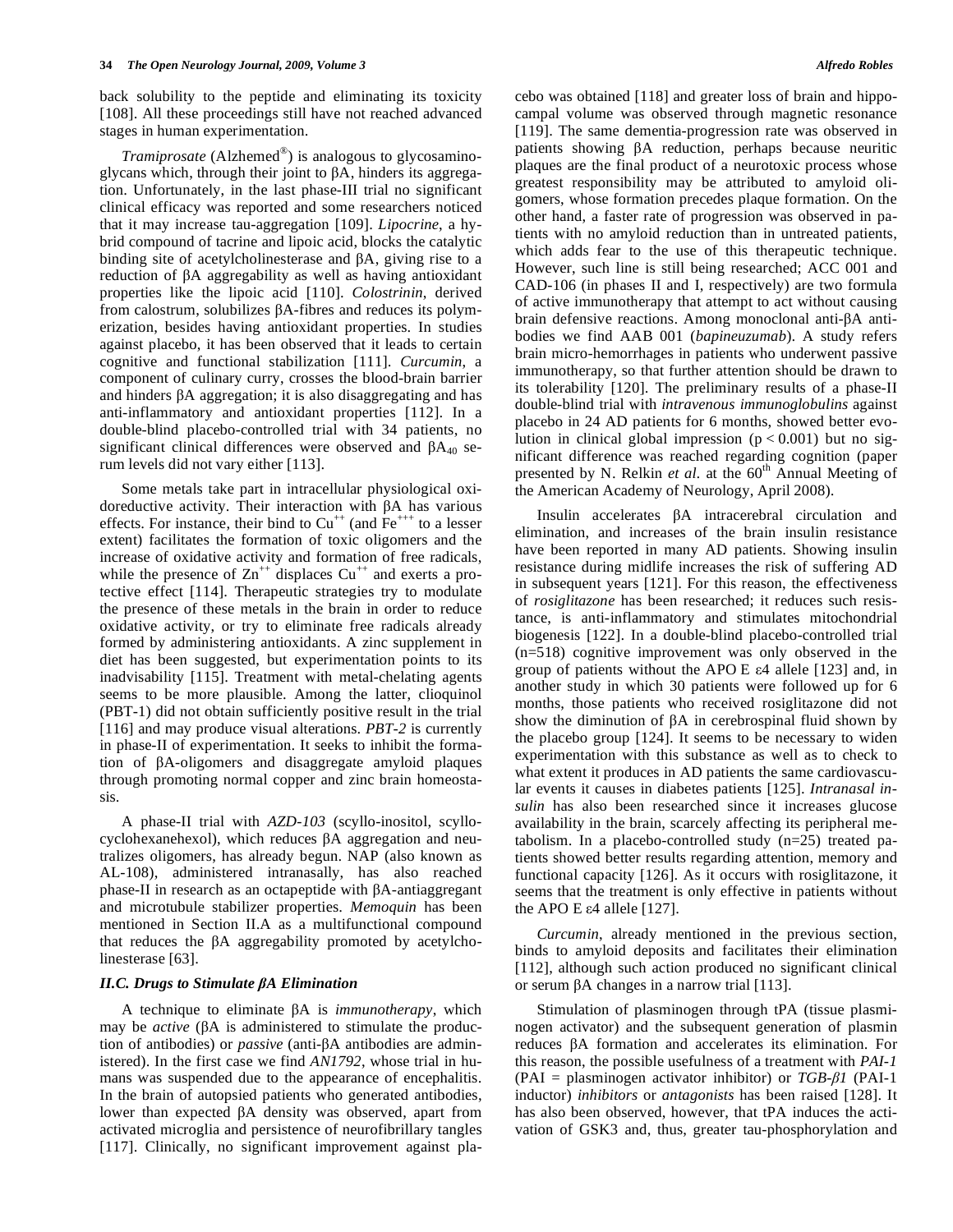back solubility to the peptide and eliminating its toxicity [108]. All these proceedings still have not reached advanced stages in human experimentation.

*Tramiprosate* (Alzhemed®) is analogous to glycosaminoglycans which, through their joint to βA, hinders its aggregation. Unfortunately, in the last phase-III trial no significant clinical efficacy was reported and some researchers noticed that it may increase tau-aggregation [109]. *Lipocrine*, a hybrid compound of tacrine and lipoic acid, blocks the catalytic binding site of acetylcholinesterase and βA, giving rise to a reduction of βA aggregability as well as having antioxidant properties like the lipoic acid [110]. *Colostrinin*, derived from calostrum, solubilizes βA-fibres and reduces its polymerization, besides having antioxidant properties. In studies against placebo, it has been observed that it leads to certain cognitive and functional stabilization [111]. *Curcumin*, a component of culinary curry, crosses the blood-brain barrier and hinders βA aggregation; it is also disaggregating and has anti-inflammatory and antioxidant properties [112]. In a double-blind placebo-controlled trial with 34 patients, no significant clinical differences were observed and $\beta A_{40}$ serum levels did not vary either [113].

Some metals take part in intracellular physiological oxidoreductive activity. Their interaction with βA has various effects. For instance, their bind to $Cu^{++}$ (and $Fe^{+++}$ to a lesser extent) facilitates the formation of toxic oligomers and the increase of oxidative activity and formation of free radicals, while the presence of $Zn^{++}$ displaces $Cu^{++}$ and exerts a protective effect [114]. Therapeutic strategies try to modulate the presence of these metals in the brain in order to reduce oxidative activity, or try to eliminate free radicals already formed by administering antioxidants. A zinc supplement in diet has been suggested, but experimentation points to its inadvisability [115]. Treatment with metal-chelating agents seems to be more plausible. Among the latter, clioquinol (PBT-1) did not obtain sufficiently positive result in the trial [116] and may produce visual alterations. *PBT-2* is currently in phase-II of experimentation. It seeks to inhibit the formation of βA-oligomers and disaggregate amyloid plaques through promoting normal copper and zinc brain homeostasis.

A phase-II trial with *AZD-103* (scyllo-inositol, scyllo-cyclohexanehexol), which reduces βA aggregation and neutralizes oligomers, has already begun. NAP (also known as AL-108), administered intranasally, has also reached phase-II in research as an octapeptide with βA-antiaggregant and microtubule stabilizer properties. *Memoquin* has been mentioned in Section II.A as a multifunctional compound that reduces the βA aggregability promoted by acetylcholinesterase [63].

### II.C. Drugs to Stimulate βA Elimination

A technique to eliminate βA is *immunotherapy*, which may be *active* (βA is administered to stimulate the production of antibodies) or *passive* (anti-βA antibodies are administered). In the first case we find *AN1792*, whose trial in humans was suspended due to the appearance of encephalitis. In the brain of autopsied patients who generated antibodies, lower than expected βA density was observed, apart from activated microglia and persistence of neurofibrillary tangles [117]. Clinically, no significant improvement against placebo was obtained [118] and greater loss of brain and hippocampal volume was observed through magnetic resonance [119]. The same dementia-progression rate was observed in patients showing βA reduction, perhaps because neuritic plaques are the final product of a neurotoxic process whose greatest responsibility may be attributed to amyloid oligomers, whose formation precedes plaque formation. On the other hand, a faster rate of progression was observed in patients with no amyloid reduction than in untreated patients, which adds fear to the use of this therapeutic technique. However, such line is still being researched; ACC 001 and CAD-106 (in phases II and I, respectively) are two formula of active immunotherapy that attempt to act without causing brain defensive reactions. Among monoclonal anti-βA antibodies we find AAB 001 (*bapineuzumab*). A study refers brain micro-hemorrhages in patients who underwent passive immunotherapy, so that further attention should be drawn to its tolerability [120]. The preliminary results of a phase-II double-blind trial with *intravenous immunoglobulins* against placebo in 24 AD patients for 6 months, showed better evolution in clinical global impression ($p < 0.001$) but no significant difference was reached regarding cognition (paper presented by N. Relkin *et al.* at the 60th Annual Meeting of the American Academy of Neurology, April 2008).

Insulin accelerates βA intracerebral circulation and elimination, and increases of the brain insulin resistance have been reported in many AD patients. Showing insulin resistance during midlife increases the risk of suffering AD in subsequent years [121]. For this reason, the effectiveness of *rosiglitazone* has been researched; it reduces such resistance, is anti-inflammatory and stimulates mitochondrial biogenesis [122]. In a double-blind placebo-controlled trial (n=518) cognitive improvement was only observed in the group of patients without the APO E ε4 allele [123] and, in another study in which 30 patients were followed up for 6 months, those patients who received rosiglitazone did not show the diminution of βA in cerebrospinal fluid shown by the placebo group [124]. It seems to be necessary to widen experimentation with this substance as well as to check to what extent it produces in AD patients the same cardiovascular events it causes in diabetes patients [125]. *Intranasal insulin* has also been researched since it increases glucose availability in the brain, scarcely affecting its peripheral metabolism. In a placebo-controlled study (n=25) treated patients showed better results regarding attention, memory and functional capacity [126]. As it occurs with rosiglitazone, it seems that the treatment is only effective in patients without the APO E ε4 allele [127].

*Curcumin*, already mentioned in the previous section, binds to amyloid deposits and facilitates their elimination [112], although such action produced no significant clinical or serum βA changes in a narrow trial [113].

Stimulation of plasminogen through tPA (tissue plasminogen activator) and the subsequent generation of plasmin reduces βA formation and accelerates its elimination. For this reason, the possible usefulness of a treatment with *PAI-1* (PAI = plasminogen activator inhibitor) or *TGB-β1* (PAI-1 inductor) *inhibitors* or *antagonists* has been raised [128]. It has also been observed, however, that tPA induces the activation of GSK3 and, thus, greater tau-phosphorylation and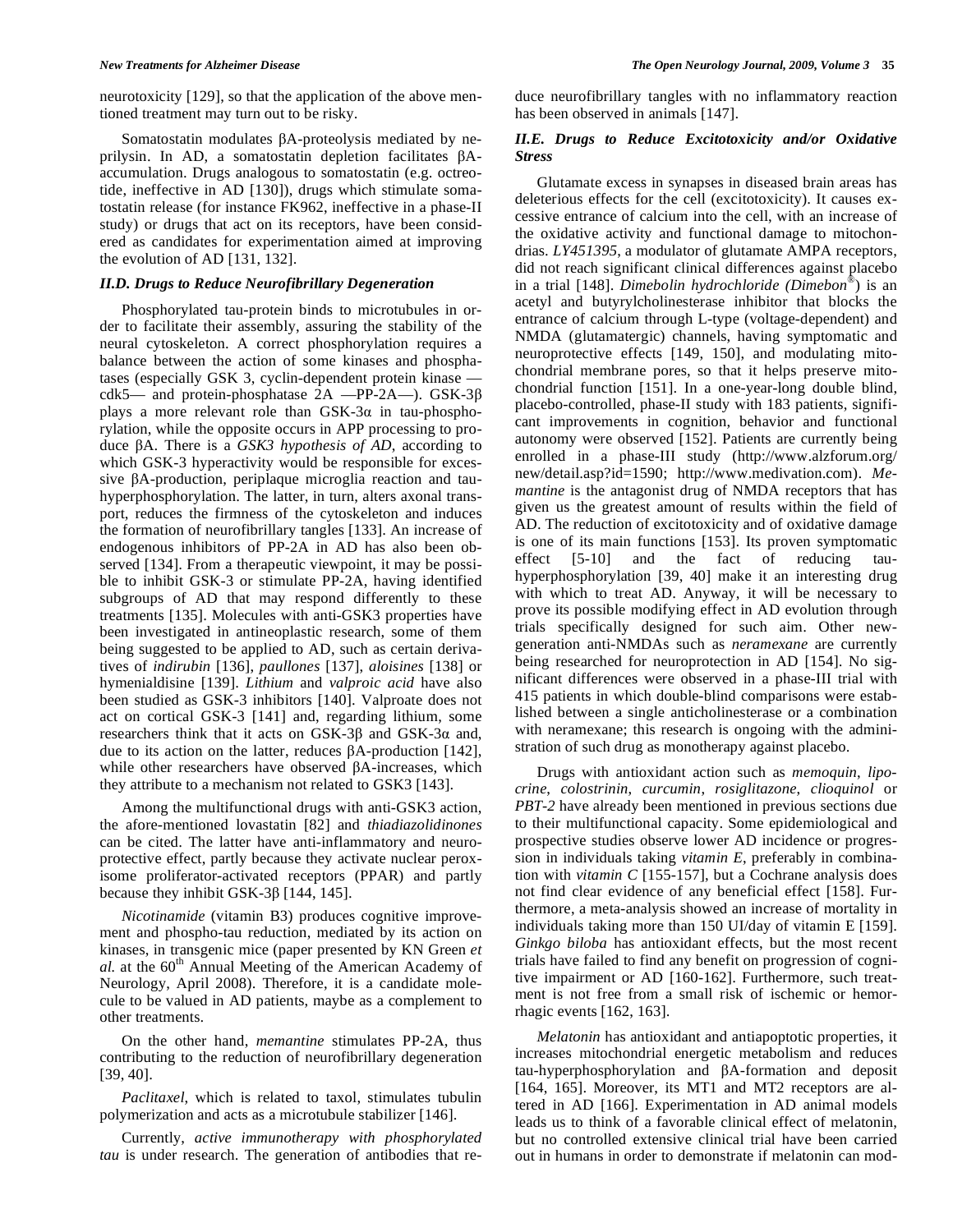neurotoxicity [129], so that the application of the above mentioned treatment may turn out to be risky.

Somatostatin modulates βA-proteolysis mediated by neprilysin. In AD, a somatostatin depletion facilitates βA-accumulation. Drugs analogous to somatostatin (e.g. octreotide, ineffective in AD [130]), drugs which stimulate somatostatin release (for instance FK962, ineffective in a phase-II study) or drugs that act on its receptors, have been considered as candidates for experimentation aimed at improving the evolution of AD [131, 132].

### *II.D. Drugs to Reduce Neurofibrillary Degeneration*

Phosphorylated tau-protein binds to microtubules in order to facilitate their assembly, assuring the stability of the neural cytoskeleton. A correct phosphorylation requires a balance between the action of some kinases and phosphatases (especially GSK 3, cyclin-dependent protein kinase —cdk5— and protein-phosphatase 2A —PP-2A—). GSK-3β plays a more relevant role than GSK-3α in tau-phosphorylation, while the opposite occurs in APP processing to produce βA. There is a *GSK3 hypothesis of AD*, according to which GSK-3 hyperactivity would be responsible for excessive βA-production, periplaque microglia reaction and tau-hyperphosphorylation. The latter, in turn, alters axonal transport, reduces the firmness of the cytoskeleton and induces the formation of neurofibrillary tangles [133]. An increase of endogenous inhibitors of PP-2A in AD has also been observed [134]. From a therapeutic viewpoint, it may be possible to inhibit GSK-3 or stimulate PP-2A, having identified subgroups of AD that may respond differently to these treatments [135]. Molecules with anti-GSK3 properties have been investigated in antineoplastic research, some of them being suggested to be applied to AD, such as certain derivatives of *indirubin* [136], *paullones* [137], *aloisines* [138] or hymenialdisine [139]. *Lithium* and *valproic acid* have also been studied as GSK-3 inhibitors [140]. Valproate does not act on cortical GSK-3 [141] and, regarding lithium, some researchers think that it acts on GSK-3β and GSK-3α and, due to its action on the latter, reduces βA-production [142], while other researchers have observed βA-increases, which they attribute to a mechanism not related to GSK3 [143].

Among the multifunctional drugs with anti-GSK3 action, the afore-mentioned lovastatin [82] and *thiadiazolidinones* can be cited. The latter have anti-inflammatory and neuroprotective effect, partly because they activate nuclear peroxisome proliferator-activated receptors (PPAR) and partly because they inhibit GSK-3β [144, 145].

*Nicotinamide* (vitamin B3) produces cognitive improvement and phospho-tau reduction, mediated by its action on kinases, in transgenic mice (paper presented by KN Green *et al.* at the 60th Annual Meeting of the American Academy of Neurology, April 2008). Therefore, it is a candidate molecule to be valued in AD patients, maybe as a complement to other treatments.

On the other hand, *memantine* stimulates PP-2A, thus contributing to the reduction of neurofibrillary degeneration [39, 40].

*Paclitaxel*, which is related to taxol, stimulates tubulin polymerization and acts as a microtubule stabilizer [146].

Currently, *active immunotherapy with phosphorylated tau* is under research. The generation of antibodies that reduce neurofibrillary tangles with no inflammatory reaction has been observed in animals [147].

### *II.E. Drugs to Reduce Excitotoxicity and/or Oxidative Stress*

Glutamate excess in synapses in diseased brain areas has deleterious effects for the cell (excitotoxicity). It causes excessive entrance of calcium into the cell, with an increase of the oxidative activity and functional damage to mitochondrias. *LY451395*, a modulator of glutamate AMPA receptors, did not reach significant clinical differences against placebo in a trial [148]. *Dimebolin hydrochloride (Dimebon®)* is an acetyl and butyrylcholinesterase inhibitor that blocks the entrance of calcium through L-type (voltage-dependent) and NMDA (glutamatergic) channels, having symptomatic and neuroprotective effects [149, 150], and modulating mitochondrial membrane pores, so that it helps preserve mitochondrial function [151]. In a one-year-long double blind, placebo-controlled, phase-II study with 183 patients, significant improvements in cognition, behavior and functional autonomy were observed [152]. Patients are currently being enrolled in a phase-III study (http://www.alzforum.org/new/detail.asp?id=1590; http://www.medivation.com). *Memantine* is the antagonist drug of NMDA receptors that has given us the greatest amount of results within the field of AD. The reduction of excitotoxicity and of oxidative damage is one of its main functions [153]. Its proven symptomatic effect [5-10] and the fact of reducing tau-hyperphosphorylation [39, 40] make it an interesting drug with which to treat AD. Anyway, it will be necessary to prove its possible modifying effect in AD evolution through trials specifically designed for such aim. Other new-generation anti-NMDAs such as *neramexane* are currently being researched for neuroprotection in AD [154]. No significant differences were observed in a phase-III trial with 415 patients in which double-blind comparisons were established between a single anticholinesterase or a combination with neramexane; this research is ongoing with the administration of such drug as monotherapy against placebo.

Drugs with antioxidant action such as *memoquin*, *lipocrine*, *colostrinin*, *curcumin*, *rosiglitazone*, *clioquinol* or *PBT-2* have already been mentioned in previous sections due to their multifunctional capacity. Some epidemiological and prospective studies observe lower AD incidence or progression in individuals taking *vitamin E*, preferably in combination with *vitamin C* [155-157], but a Cochrane analysis does not find clear evidence of any beneficial effect [158]. Furthermore, a meta-analysis showed an increase of mortality in individuals taking more than 150 UI/day of vitamin E [159]. *Ginkgo biloba* has antioxidant effects, but the most recent trials have failed to find any benefit on progression of cognitive impairment or AD [160-162]. Furthermore, such treatment is not free from a small risk of ischemic or hemorrhagic events [162, 163].

*Melatonin* has antioxidant and antiapoptotic properties, it increases mitochondrial energetic metabolism and reduces tau-hyperphosphorylation and βA-formation and deposit [164, 165]. Moreover, its MT1 and MT2 receptors are altered in AD [166]. Experimentation in AD animal models leads us to think of a favorable clinical effect of melatonin, but no controlled extensive clinical trial have been carried out in humans in order to demonstrate if melatonin can mod-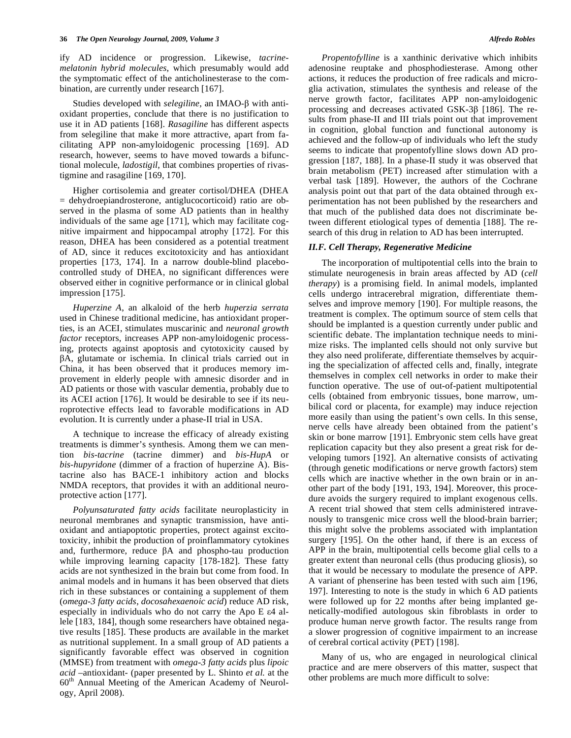ify AD incidence or progression. Likewise, *tacrine-melatonin hybrid molecules*, which presumably would add the symptomatic effect of the anticholinesterase to the combination, are currently under research [167].

Studies developed with *selegiline*, an IMAO-β with antioxidant properties, conclude that there is no justification to use it in AD patients [168]. *Rasagiline* has different aspects from selegiline that make it more attractive, apart from facilitating APP non-amyloidogenic processing [169]. AD research, however, seems to have moved towards a bifunctional molecule, *ladostigil*, that combines properties of rivastigmine and rasagiline [169, 170].

Higher cortisolemia and greater cortisol/DHEA (DHEA = dehydroepiandrosterone, antiglucocorticoid) ratio are observed in the plasma of some AD patients than in healthy individuals of the same age [171], which may facilitate cognitive impairment and hippocampal atrophy [172]. For this reason, DHEA has been considered as a potential treatment of AD, since it reduces excitotoxicity and has antioxidant properties [173, 174]. In a narrow double-blind placebo-controlled study of DHEA, no significant differences were observed either in cognitive performance or in clinical global impression [175].

*Huperzine A*, an alkaloid of the herb *huperzia serrata* used in Chinese traditional medicine, has antioxidant properties, is an ACEI, stimulates muscarinic and *neuronal growth factor* receptors, increases APP non-amyloidogenic processing, protects against apoptosis and cytotoxicity caused by βA, glutamate or ischemia. In clinical trials carried out in China, it has been observed that it produces memory improvement in elderly people with amnesic disorder and in AD patients or those with vascular dementia, probably due to its ACEI action [176]. It would be desirable to see if its neuroprotective effects lead to favorable modifications in AD evolution. It is currently under a phase-II trial in USA.

A technique to increase the efficacy of already existing treatments is dimmer's synthesis. Among them we can mention *bis-tacrine* (tacrine dimmer) and *bis-HupA* or *bis-hupyridone* (dimmer of a fraction of huperzine A). Bis-tacrine also has BACE-1 inhibitory action and blocks NMDA receptors, that provides it with an additional neuroprotective action [177].

*Polyunsaturated fatty acids* facilitate neuroplasticity in neuronal membranes and synaptic transmission, have antioxidant and antiapoptotic properties, protect against excitotoxicity, inhibit the production of proinflammatory cytokines and, furthermore, reduce βA and phospho-tau production while improving learning capacity [178-182]. These fatty acids are not synthesized in the brain but come from food. In animal models and in humans it has been observed that diets rich in these substances or containing a supplement of them (*omega-3 fatty acids*, *docosahexaenoic acid*) reduce AD risk, especially in individuals who do not carry the Apo E ε4 allele [183, 184], though some researchers have obtained negative results [185]. These products are available in the market as nutritional supplement. In a small group of AD patients a significantly favorable effect was observed in cognition (MMSE) from treatment with *omega-3 fatty acids* plus *lipoic acid* –antioxidant- (paper presented by L. Shinto *et al.* at the 60th Annual Meeting of the American Academy of Neurology, April 2008).

*Propentofylline* is a xanthinic derivative which inhibits adenosine reuptake and phosphodiesterase. Among other actions, it reduces the production of free radicals and microglia activation, stimulates the synthesis and release of the nerve growth factor, facilitates APP non-amyloidogenic processing and decreases activated GSK-3β [186]. The results from phase-II and III trials point out that improvement in cognition, global function and functional autonomy is achieved and the follow-up of individuals who left the study seems to indicate that propentofylline slows down AD progression [187, 188]. In a phase-II study it was observed that brain metabolism (PET) increased after stimulation with a verbal task [189]. However, the authors of the Cochrane analysis point out that part of the data obtained through experimentation has not been published by the researchers and that much of the published data does not discriminate between different etiological types of dementia [188]. The research of this drug in relation to AD has been interrupted.

### *II.F. Cell Therapy, Regenerative Medicine*

The incorporation of multipotential cells into the brain to stimulate neurogenesis in brain areas affected by AD (*cell therapy*) is a promising field. In animal models, implanted cells undergo intracerebral migration, differentiate themselves and improve memory [190]. For multiple reasons, the treatment is complex. The optimum source of stem cells that should be implanted is a question currently under public and scientific debate. The implantation technique needs to minimize risks. The implanted cells should not only survive but they also need proliferate, differentiate themselves by acquiring the specialization of affected cells and, finally, integrate themselves in complex cell networks in order to make their function operative. The use of out-of-patient multipotential cells (obtained from embryonic tissues, bone marrow, umbilical cord or placenta, for example) may induce rejection more easily than using the patient's own cells. In this sense, nerve cells have already been obtained from the patient's skin or bone marrow [191]. Embryonic stem cells have great replication capacity but they also present a great risk for developing tumors [192]. An alternative consists of activating (through genetic modifications or nerve growth factors) stem cells which are inactive whether in the own brain or in another part of the body [191, 193, 194]. Moreover, this procedure avoids the surgery required to implant exogenous cells. A recent trial showed that stem cells administered intravenously to transgenic mice cross well the blood-brain barrier; this might solve the problems associated with implantation surgery [195]. On the other hand, if there is an excess of APP in the brain, multipotential cells become glial cells to a greater extent than neuronal cells (thus producing gliosis), so that it would be necessary to modulate the presence of APP. A variant of phenserine has been tested with such aim [196, 197]. Interesting to note is the study in which 6 AD patients were followed up for 22 months after being implanted genetically-modified autologous skin fibroblasts in order to produce human nerve growth factor. The results range from a slower progression of cognitive impairment to an increase of cerebral cortical activity (PET) [198].

Many of us, who are engaged in neurological clinical practice and are mere observers of this matter, suspect that other problems are much more difficult to solve: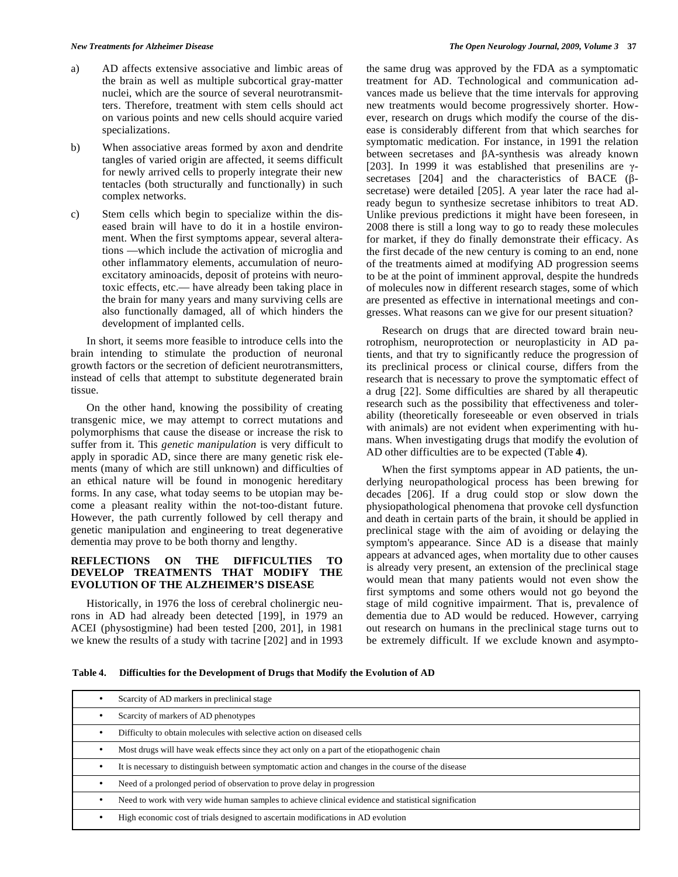a) AD affects extensive associative and limbic areas of the brain as well as multiple subcortical gray-matter nuclei, which are the source of several neurotransmitters. Therefore, treatment with stem cells should act on various points and new cells should acquire varied specializations.

b) When associative areas formed by axon and dendrite tangles of varied origin are affected, it seems difficult for newly arrived cells to properly integrate their new tentacles (both structurally and functionally) in such complex networks.

c) Stem cells which begin to specialize within the diseased brain will have to do it in a hostile environment. When the first symptoms appear, several alterations —which include the activation of microglia and other inflammatory elements, accumulation of neuro-excitatory aminoacids, deposit of proteins with neurotoxic effects, etc.— have already been taking place in the brain for many years and many surviving cells are also functionally damaged, all of which hinders the development of implanted cells.

In short, it seems more feasible to introduce cells into the brain intending to stimulate the production of neuronal growth factors or the secretion of deficient neurotransmitters, instead of cells that attempt to substitute degenerated brain tissue.

On the other hand, knowing the possibility of creating transgenic mice, we may attempt to correct mutations and polymorphisms that cause the disease or increase the risk to suffer from it. This *genetic manipulation* is very difficult to apply in sporadic AD, since there are many genetic risk elements (many of which are still unknown) and difficulties of an ethical nature will be found in monogenic hereditary forms. In any case, what today seems to be utopian may become a pleasant reality within the not-too-distant future. However, the path currently followed by cell therapy and genetic manipulation and engineering to treat degenerative dementia may prove to be both thorny and lengthy.

## REFLECTIONS ON THE DIFFICULTIES TO DEVELOP TREATMENTS THAT MODIFY THE EVOLUTION OF THE ALZHEIMER'S DISEASE

Historically, in 1976 the loss of cerebral cholinergic neurons in AD had already been detected [199], in 1979 an ACEI (physostigmine) had been tested [200, 201], in 1981 we knew the results of a study with tacrine [202] and in 1993 the same drug was approved by the FDA as a symptomatic treatment for AD. Technological and communication advances made us believe that the time intervals for approving new treatments would become progressively shorter. However, research on drugs which modify the course of the disease is considerably different from that which searches for symptomatic medication. For instance, in 1991 the relation between secretases and βA-synthesis was already known [203]. In 1999 it was established that presenilins are γ-secretases [204] and the characteristics of BACE (β-secretase) were detailed [205]. A year later the race had already begun to synthesize secretase inhibitors to treat AD. Unlike previous predictions it might have been foreseen, in 2008 there is still a long way to go to ready these molecules for market, if they do finally demonstrate their efficacy. As the first decade of the new century is coming to an end, none of the treatments aimed at modifying AD progression seems to be at the point of imminent approval, despite the hundreds of molecules now in different research stages, some of which are presented as effective in international meetings and congresses. What reasons can we give for our present situation?

Research on drugs that are directed toward brain neurotrophism, neuroprotection or neuroplasticity in AD patients, and that try to significantly reduce the progression of its preclinical process or clinical course, differs from the research that is necessary to prove the symptomatic effect of a drug [22]. Some difficulties are shared by all therapeutic research such as the possibility that effectiveness and tolerability (theoretically foreseeable or even observed in trials with animals) are not evident when experimenting with humans. When investigating drugs that modify the evolution of AD other difficulties are to be expected (Table **4**).

When the first symptoms appear in AD patients, the underlying neuropathological process has been brewing for decades [206]. If a drug could stop or slow down the physiopathological phenomena that provoke cell dysfunction and death in certain parts of the brain, it should be applied in preclinical stage with the aim of avoiding or delaying the symptom's appearance. Since AD is a disease that mainly appears at advanced ages, when mortality due to other causes is already very present, an extension of the preclinical stage would mean that many patients would not even show the first symptoms and some others would not go beyond the stage of mild cognitive impairment. That is, prevalence of dementia due to AD would be reduced. However, carrying out research on humans in the preclinical stage turns out to be extremely difficult. If we exclude known and asympto-

**Table 4. Difficulties for the Development of Drugs that Modify the Evolution of AD**

| |
|---|
| • Scarcity of AD markers in preclinical stage |
| • Scarcity of markers of AD phenotypes |
| • Difficulty to obtain molecules with selective action on diseased cells |
| • Most drugs will have weak effects since they act only on a part of the etiopathogenic chain |
| • It is necessary to distinguish between symptomatic action and changes in the course of the disease |
| • Need of a prolonged period of observation to prove delay in progression |
| • Need to work with very wide human samples to achieve clinical evidence and statistical signification |
| • High economic cost of trials designed to ascertain modifications in AD evolution |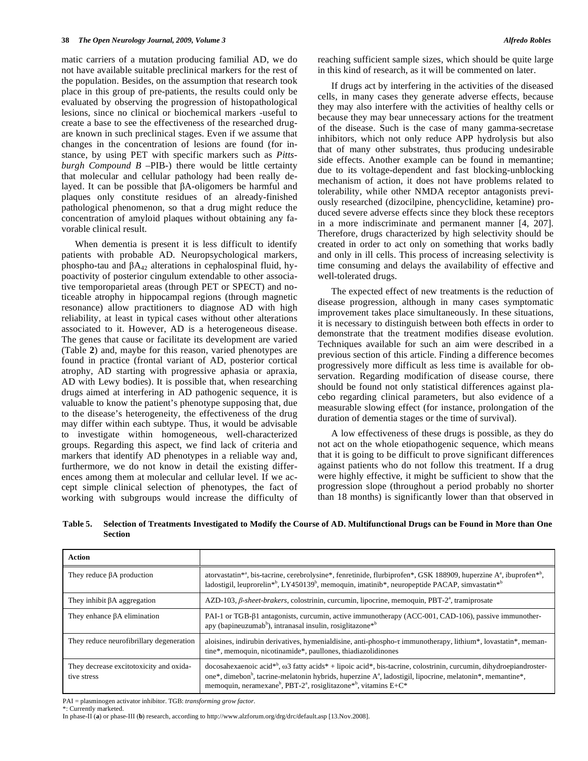matic carriers of a mutation producing familial AD, we do not have available suitable preclinical markers for the rest of the population. Besides, on the assumption that research took place in this group of pre-patients, the results could only be evaluated by observing the progression of histopathological lesions, since no clinical or biochemical markers -useful to create a base to see the effectiveness of the researched drug- are known in such preclinical stages. Even if we assume that changes in the concentration of lesions are found (for instance, by using PET with specific markers such as *Pittsburgh Compound B* –PIB-) there would be little certainty that molecular and cellular pathology had been really delayed. It can be possible that βA-oligomers be harmful and plaques only constitute residues of an already-finished pathological phenomenon, so that a drug might reduce the concentration of amyloid plaques without obtaining any favorable clinical result.

When dementia is present it is less difficult to identify patients with probable AD. Neuropsychological markers, phospho-tau and $\beta A_{42}$ alterations in cephalospinal fluid, hypoactivity of posterior cingulum extendable to other associative temporoparietal areas (through PET or SPECT) and noticeable atrophy in hippocampal regions (through magnetic resonance) allow practitioners to diagnose AD with high reliability, at least in typical cases without other alterations associated to it. However, AD is a heterogeneous disease. The genes that cause or facilitate its development are varied (Table **2**) and, maybe for this reason, varied phenotypes are found in practice (frontal variant of AD, posterior cortical atrophy, AD starting with progressive aphasia or apraxia, AD with Lewy bodies). It is possible that, when researching drugs aimed at interfering in AD pathogenic sequence, it is valuable to know the patient's phenotype supposing that, due to the disease's heterogeneity, the effectiveness of the drug may differ within each subtype. Thus, it would be advisable to investigate within homogeneous, well-characterized groups. Regarding this aspect, we find lack of criteria and markers that identify AD phenotypes in a reliable way and, furthermore, we do not know in detail the existing differences among them at molecular and cellular level. If we accept simple clinical selection of phenotypes, the fact of working with subgroups would increase the difficulty of reaching sufficient sample sizes, which should be quite large in this kind of research, as it will be commented on later.

If drugs act by interfering in the activities of the diseased cells, in many cases they generate adverse effects, because they may also interfere with the activities of healthy cells or because they may bear unnecessary actions for the treatment of the disease. Such is the case of many gamma-secretase inhibitors, which not only reduce APP hydrolysis but also that of many other substrates, thus producing undesirable side effects. Another example can be found in memantine; due to its voltage-dependent and fast blocking-unblocking mechanism of action, it does not have problems related to tolerability, while other NMDA receptor antagonists previously researched (dizocilpine, phencyclidine, ketamine) produced severe adverse effects since they block these receptors in a more indiscriminate and permanent manner [4, 207]. Therefore, drugs characterized by high selectivity should be created in order to act only on something that works badly and only in ill cells. This process of increasing selectivity is time consuming and delays the availability of effective and well-tolerated drugs.

The expected effect of new treatments is the reduction of disease progression, although in many cases symptomatic improvement takes place simultaneously. In these situations, it is necessary to distinguish between both effects in order to demonstrate that the treatment modifies disease evolution. Techniques available for such an aim were described in a previous section of this article. Finding a difference becomes progressively more difficult as less time is available for observation. Regarding modification of disease course, there should be found not only statistical differences against placebo regarding clinical parameters, but also evidence of a measurable slowing effect (for instance, prolongation of the duration of dementia stages or the time of survival).

A low effectiveness of these drugs is possible, as they do not act on the whole etiopathogenic sequence, which means that it is going to be difficult to prove significant differences against patients who do not follow this treatment. If a drug were highly effective, it might be sufficient to show that the progression slope (throughout a period probably no shorter than 18 months) is significantly lower than that observed in

**Table 5. Selection of Treatments Investigated to Modify the Course of AD. Multifunctional Drugs can be Found in More than One Section**

| Action | |
|---|---|
| They reduce βA production | atorvastatin*[a], bis-tacrine, cerebrolysine*, fenretinide, flurbiprofen*, GSK 188909, huperzine A[a], ibuprofen*[b], ladostigil, leuprorelin*[b], LY450139[b], memoquin, imatinib*, neuropeptide PACAP, simvastatin*[b] |
| They inhibit βA aggregation | AZD-103, *β-sheet-brakers*, colostrinin, curcumin, lipocrine, memoquin, PBT-2[a], tramiprosate |
| They enhance βA elimination | PAI-1 or TGB-β1 antagonists, curcumin, active immunotherapy (ACC-001, CAD-106), passive immunotherapy (bapineuzumab[b]), intranasal insulin, rosiglitazone*[b] |
| They reduce neurofibrillary degeneration | aloisines, indirubin derivatives, hymenialdisine, anti-phospho-τ immunotherapy, lithium*, lovastatin*, memantine*, memoquin, nicotinamide*, paullones, thiadiazolidinones |
| They decrease excitotoxicity and oxidative stress | docosahexaenoic acid*[b], ω3 fatty acids* + lipoic acid*, bis-tacrine, colostrinin, curcumin, dihydroepiandrosterone*, dimebon[b], tacrine-melatonin hybrids, huperzine A[a], ladostigil, lipocrine, melatonin*, memantine*, memoquin, neramexane[b], PBT-2[a], rosiglitazone*[b], vitamins E+C* |

PAI = plasminogen activator inhibitor. TGB: *transforming grow factor*.
*: Currently marketed.
In phase-II (**a**) or phase-III (**b**) research, according to http://www.alzforum.org/drg/drc/default.asp [13.Nov.2008].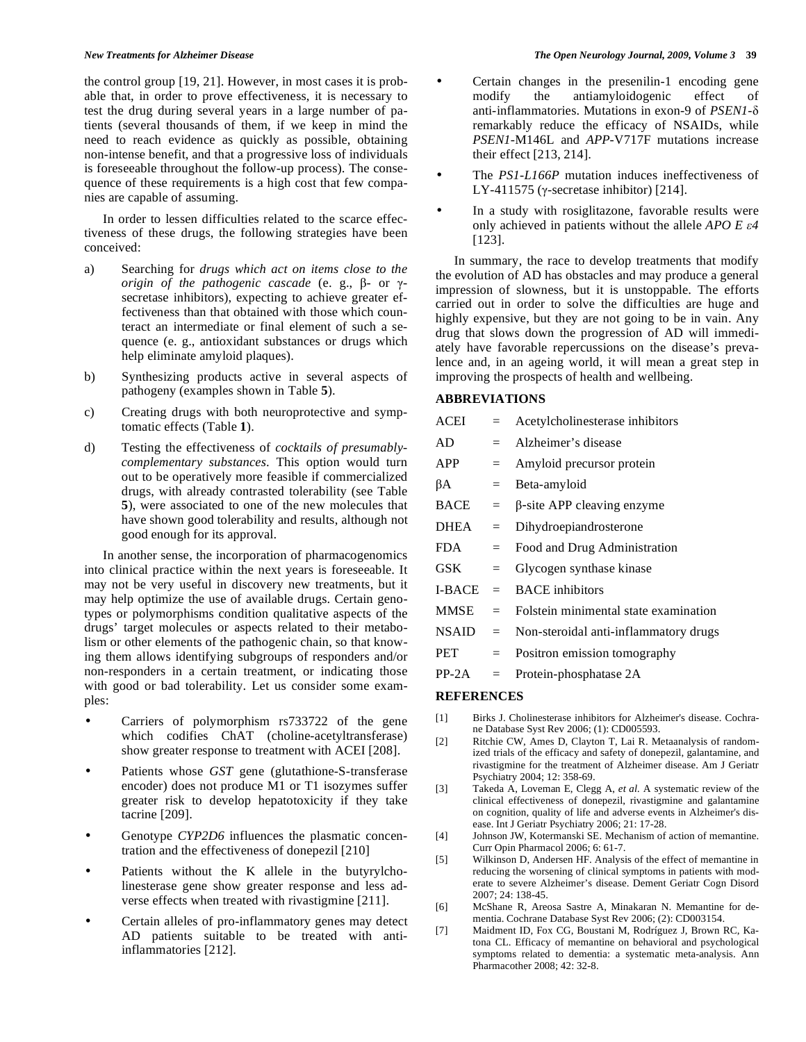the control group [19, 21]. However, in most cases it is probable that, in order to prove effectiveness, it is necessary to test the drug during several years in a large number of patients (several thousands of them, if we keep in mind the need to reach evidence as quickly as possible, obtaining non-intense benefit, and that a progressive loss of individuals is foreseeable throughout the follow-up process). The consequence of these requirements is a high cost that few companies are capable of assuming.

In order to lessen difficulties related to the scarce effectiveness of these drugs, the following strategies have been conceived:

a) Searching for *drugs which act on items close to the origin of the pathogenic cascade* (e. g., β- or γ-secretase inhibitors), expecting to achieve greater effectiveness than that obtained with those which counteract an intermediate or final element of such a sequence (e. g., antioxidant substances or drugs which help eliminate amyloid plaques).

b) Synthesizing products active in several aspects of pathogeny (examples shown in Table **5**).

c) Creating drugs with both neuroprotective and symptomatic effects (Table **1**).

d) Testing the effectiveness of *cocktails of presumably-complementary substances*. This option would turn out to be operatively more feasible if commercialized drugs, with already contrasted tolerability (see Table **5**), were associated to one of the new molecules that have shown good tolerability and results, although not good enough for its approval.

In another sense, the incorporation of pharmacogenomics into clinical practice within the next years is foreseeable. It may not be very useful in discovery new treatments, but it may help optimize the use of available drugs. Certain genotypes or polymorphisms condition qualitative aspects of the drugs' target molecules or aspects related to their metabolism or other elements of the pathogenic chain, so that knowing them allows identifying subgroups of responders and/or non-responders in a certain treatment, or indicating those with good or bad tolerability. Let us consider some examples:

- Carriers of polymorphism rs733722 of the gene which codifies ChAT (choline-acetyltransferase) show greater response to treatment with ACEI [208].
- Patients whose *GST* gene (glutathione-S-transferase encoder) does not produce M1 or T1 isozymes suffer greater risk to develop hepatotoxicity if they take tacrine [209].
- Genotype *CYP2D6* influences the plasmatic concentration and the effectiveness of donepezil [210]
- Patients without the K allele in the butyrylcholinesterase gene show greater response and less adverse effects when treated with rivastigmine [211].
- Certain alleles of pro-inflammatory genes may detect AD patients suitable to be treated with anti-inflammatories [212].
- Certain changes in the presenilin-1 encoding gene modify the antiamyloidogenic effect of anti-inflammatories. Mutations in exon-9 of *PSEN1*-δ remarkably reduce the efficacy of NSAIDs, while *PSEN1*-M146L and *APP*-V717F mutations increase their effect [213, 214].
- The *PS1-L166P* mutation induces ineffectiveness of LY-411575 (γ-secretase inhibitor) [214].
- In a study with rosiglitazone, favorable results were only achieved in patients without the allele *APO E ε4* [123].

In summary, the race to develop treatments that modify the evolution of AD has obstacles and may produce a general impression of slowness, but it is unstoppable. The efforts carried out in order to solve the difficulties are huge and highly expensive, but they are not going to be in vain. Any drug that slows down the progression of AD will immediately have favorable repercussions on the disease's prevalence and, in an ageing world, it will mean a great step in improving the prospects of health and wellbeing.

## ABBREVIATIONS

| | | |
|---|---|---|
| ACEI | = | Acetylcholinesterase inhibitors |
| AD | = | Alzheimer's disease |
| APP | = | Amyloid precursor protein |
| βA | = | Beta-amyloid |
| BACE | = | β-site APP cleaving enzyme |
| DHEA | = | Dihydroepiandrosterone |
| FDA | = | Food and Drug Administration |
| GSK | = | Glycogen synthase kinase |
| I-BACE | = | BACE inhibitors |
| MMSE | = | Folstein minimental state examination |
| NSAID | = | Non-steroidal anti-inflammatory drugs |
| PET | = | Positron emission tomography |
| PP-2A | = | Protein-phosphatase 2A |

## REFERENCES

[1] Birks J. Cholinesterase inhibitors for Alzheimer's disease. Cochrane Database Syst Rev 2006; (1): CD005593.

[2] Ritchie CW, Ames D, Clayton T, Lai R. Metaanalysis of randomized trials of the efficacy and safety of donepezil, galantamine, and rivastigmine for the treatment of Alzheimer disease. Am J Geriatr Psychiatry 2004; 12: 358-69.

[3] Takeda A, Loveman E, Clegg A, *et al*. A systematic review of the clinical effectiveness of donepezil, rivastigmine and galantamine on cognition, quality of life and adverse events in Alzheimer's disease. Int J Geriatr Psychiatry 2006; 21: 17-28.

[4] Johnson JW, Kotermanski SE. Mechanism of action of memantine. Curr Opin Pharmacol 2006; 6: 61-7.

[5] Wilkinson D, Andersen HF. Analysis of the effect of memantine in reducing the worsening of clinical symptoms in patients with moderate to severe Alzheimer's disease. Dement Geriatr Cogn Disord 2007; 24: 138-45.

[6] McShane R, Areosa Sastre A, Minakaran N. Memantine for dementia. Cochrane Database Syst Rev 2006; (2): CD003154.

[7] Maidment ID, Fox CG, Boustani M, Rodríguez J, Brown RC, Katona CL. Efficacy of memantine on behavioral and psychological symptoms related to dementia: a systematic meta-analysis. Ann Pharmacother 2008; 42: 32-8.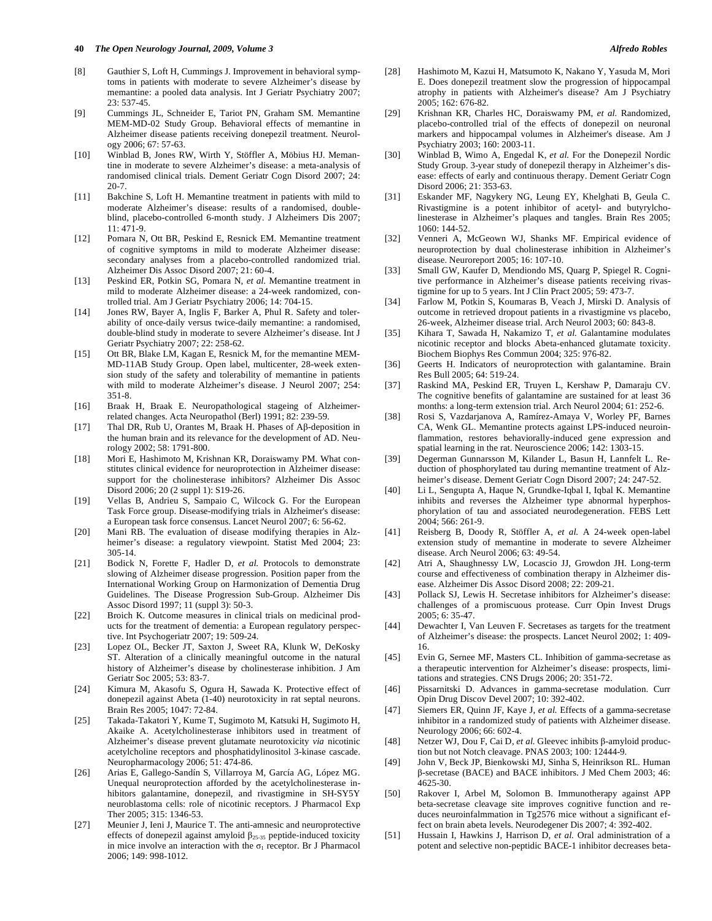[8] Gauthier S, Loft H, Cummings J. Improvement in behavioral symptoms in patients with moderate to severe Alzheimer's disease by memantine: a pooled data analysis. Int J Geriatr Psychiatry 2007; 23: 537-45.

[9] Cummings JL, Schneider E, Tariot PN, Graham SM. Memantine MEM-MD-02 Study Group. Behavioral effects of memantine in Alzheimer disease patients receiving donepezil treatment. Neurology 2006; 67: 57-63.

[10] Winblad B, Jones RW, Wirth Y, Stöffler A, Möbius HJ. Memantine in moderate to severe Alzheimer's disease: a meta-analysis of randomised clinical trials. Dement Geriatr Cogn Disord 2007; 24: 20-7.

[11] Bakchine S, Loft H. Memantine treatment in patients with mild to moderate Alzheimer's disease: results of a randomised, double-blind, placebo-controlled 6-month study. J Alzheimers Dis 2007; 11: 471-9.

[12] Pomara N, Ott BR, Peskind E, Resnick EM. Memantine treatment of cognitive symptoms in mild to moderate Alzheimer disease: secondary analyses from a placebo-controlled randomized trial. Alzheimer Dis Assoc Disord 2007; 21: 60-4.

[13] Peskind ER, Potkin SG, Pomara N, *et al.* Memantine treatment in mild to moderate Alzheimer disease: a 24-week randomized, controlled trial. Am J Geriatr Psychiatry 2006; 14: 704-15.

[14] Jones RW, Bayer A, Inglis F, Barker A, Phul R. Safety and tolerability of once-daily versus twice-daily memantine: a randomised, double-blind study in moderate to severe Alzheimer's disease. Int J Geriatr Psychiatry 2007; 22: 258-62.

[15] Ott BR, Blake LM, Kagan E, Resnick M, for the memantine MEM-MD-11AB Study Group. Open label, multicenter, 28-week extension study of the safety and tolerability of memantine in patients with mild to moderate Alzheimer's disease. J Neurol 2007; 254: 351-8.

[16] Braak H, Braak E. Neuropathological stageing of Alzheimer-related changes. Acta Neuropathol (Berl) 1991; 82: 239-59.

[17] Thal DR, Rub U, Orantes M, Braak H. Phases of Aβ-deposition in the human brain and its relevance for the development of AD. Neurology 2002; 58: 1791-800.

[18] Mori E, Hashimoto M, Krishnan KR, Doraiswamy PM. What constitutes clinical evidence for neuroprotection in Alzheimer disease: support for the cholinesterase inhibitors? Alzheimer Dis Assoc Disord 2006; 20 (2 suppl 1): S19-26.

[19] Vellas B, Andrieu S, Sampaio C, Wilcock G. For the European Task Force group. Disease-modifying trials in Alzheimer's disease: a European task force consensus. Lancet Neurol 2007; 6: 56-62.

[20] Mani RB. The evaluation of disease modifying therapies in Alzheimer's disease: a regulatory viewpoint. Statist Med 2004; 23: 305-14.

[21] Bodick N, Forette F, Hadler D, *et al.* Protocols to demonstrate slowing of Alzheimer disease progression. Position paper from the International Working Group on Harmonization of Dementia Drug Guidelines. The Disease Progression Sub-Group. Alzheimer Dis Assoc Disord 1997; 11 (suppl 3): 50-3.

[22] Broich K. Outcome measures in clinical trials on medicinal products for the treatment of dementia: a European regulatory perspective. Int Psychogeriatr 2007; 19: 509-24.

[23] Lopez OL, Becker JT, Saxton J, Sweet RA, Klunk W, DeKosky ST. Alteration of a clinically meaningful outcome in the natural history of Alzheimer's disease by cholinesterase inhibition. J Am Geriatr Soc 2005; 53: 83-7.

[24] Kimura M, Akasofu S, Ogura H, Sawada K. Protective effect of donepezil against Abeta (1-40) neurotoxicity in rat septal neurons. Brain Res 2005; 1047: 72-84.

[25] Takada-Takatori Y, Kume T, Sugimoto M, Katsuki H, Sugimoto H, Akaike A. Acetylcholinesterase inhibitors used in treatment of Alzheimer's disease prevent glutamate neurotoxicity *via* nicotinic acetylcholine receptors and phosphatidylinositol 3-kinase cascade. Neuropharmacology 2006; 51: 474-86.

[26] Arias E, Gallego-Sandín S, Villarroya M, García AG, López MG. Unequal neuroprotection afforded by the acetylcholinesterase inhibitors galantamine, donepezil, and rivastigmine in SH-SY5Y neuroblastoma cells: role of nicotinic receptors. J Pharmacol Exp Ther 2005; 315: 1346-53.

[27] Meunier J, Ieni J, Maurice T. The anti-amnesic and neuroprotective effects of donepezil against amyloid $\beta_{25-35}$ peptide-induced toxicity in mice involve an interaction with the $\sigma_1$ receptor. Br J Pharmacol 2006; 149: 998-1012.

[28] Hashimoto M, Kazui H, Matsumoto K, Nakano Y, Yasuda M, Mori E. Does donepezil treatment slow the progression of hippocampal atrophy in patients with Alzheimer's disease? Am J Psychiatry 2005; 162: 676-82.

[29] Krishnan KR, Charles HC, Doraiswamy PM, *et al.* Randomized, placebo-controlled trial of the effects of donepezil on neuronal markers and hippocampal volumes in Alzheimer's disease. Am J Psychiatry 2003; 160: 2003-11.

[30] Winblad B, Wimo A, Engedal K, *et al.* For the Donepezil Nordic Study Group. 3-year study of donepezil therapy in Alzheimer's disease: effects of early and continuous therapy. Dement Geriatr Cogn Disord 2006; 21: 353-63.

[31] Eskander MF, Nagykery NG, Leung EY, Khelghati B, Geula C. Rivastigmine is a potent inhibitor of acetyl- and butyrylcholinesterase in Alzheimer's plaques and tangles. Brain Res 2005; 1060: 144-52.

[32] Venneri A, McGeown WJ, Shanks MF. Empirical evidence of neuroprotection by dual cholinesterase inhibition in Alzheimer's disease. Neuroreport 2005; 16: 107-10.

[33] Small GW, Kaufer D, Mendiondo MS, Quarg P, Spiegel R. Cognitive performance in Alzheimer's disease patients receiving rivastigmine for up to 5 years. Int J Clin Pract 2005; 59: 473-7.

[34] Farlow M, Potkin S, Koumaras B, Veach J, Mirski D. Analysis of outcome in retrieved dropout patients in a rivastigmine vs placebo, 26-week, Alzheimer disease trial. Arch Neurol 2003; 60: 843-8.

[35] Kihara T, Sawada H, Nakamizo T, *et al.* Galantamine modulates nicotinic receptor and blocks Abeta-enhanced glutamate toxicity. Biochem Biophys Res Commun 2004; 325: 976-82.

[36] Geerts H. Indicators of neuroprotection with galantamine. Brain Res Bull 2005; 64: 519-24.

[37] Raskind MA, Peskind ER, Truyen L, Kershaw P, Damaraju CV. The cognitive benefits of galantamine are sustained for at least 36 months: a long-term extension trial. Arch Neurol 2004; 61: 252-6.

[38] Rosi S, Vazdarjanova A, Ramírez-Amaya V, Worley PF, Barnes CA, Wenk GL. Memantine protects against LPS-induced neuroinflammation, restores behaviorally-induced gene expression and spatial learning in the rat. Neuroscience 2006; 142: 1303-15.

[39] Degerman Gunnarsson M, Kilander L, Basun H, Lannfelt L. Reduction of phosphorylated tau during memantine treatment of Alzheimer's disease. Dement Geriatr Cogn Disord 2007; 24: 247-52.

[40] Li L, Sengupta A, Haque N, Grundke-Iqbal I, Iqbal K. Memantine inhibits and reverses the Alzheimer type abnormal hyperphosphorylation of tau and associated neurodegeneration. FEBS Lett 2004; 566: 261-9.

[41] Reisberg B, Doody R, Stöffler A, *et al.* A 24-week open-label extension study of memantine in moderate to severe Alzheimer disease. Arch Neurol 2006; 63: 49-54.

[42] Atri A, Shaughnessy LW, Locascio JJ, Growdon JH. Long-term course and effectiveness of combination therapy in Alzheimer disease. Alzheimer Dis Assoc Disord 2008; 22: 209-21.

[43] Pollack SJ, Lewis H. Secretase inhibitors for Alzheimer's disease: challenges of a promiscuous protease. Curr Opin Invest Drugs 2005; 6: 35-47.

[44] Dewachter I, Van Leuven F. Secretases as targets for the treatment of Alzheimer's disease: the prospects. Lancet Neurol 2002; 1: 409-16.

[45] Evin G, Sernee MF, Masters CL. Inhibition of gamma-secretase as a therapeutic intervention for Alzheimer's disease: prospects, limitations and strategies. CNS Drugs 2006; 20: 351-72.

[46] Pissarnitski D. Advances in gamma-secretase modulation. Curr Opin Drug Discov Devel 2007; 10: 392-402.

[47] Siemers ER, Quinn JF, Kaye J, *et al.* Effects of a gamma-secretase inhibitor in a randomized study of patients with Alzheimer disease. Neurology 2006; 66: 602-4.

[48] Netzer WJ, Dou F, Cai D, *et al.* Gleevec inhibits β-amyloid production but not Notch cleavage. PNAS 2003; 100: 12444-9.

[49] John V, Beck JP, Bienkowski MJ, Sinha S, Heinrikson RL. Human β-secretase (BACE) and BACE inhibitors. J Med Chem 2003; 46: 4625-30.

[50] Rakover I, Arbel M, Solomon B. Immunotherapy against APP beta-secretase cleavage site improves cognitive function and reduces neuroinfalmmation in Tg2576 mice without a significant effect on brain abeta levels. Neurodegener Dis 2007; 4: 392-402.

[51] Hussain I, Hawkins J, Harrison D, *et al.* Oral administration of a potent and selective non-peptidic BACE-1 inhibitor decreases beta-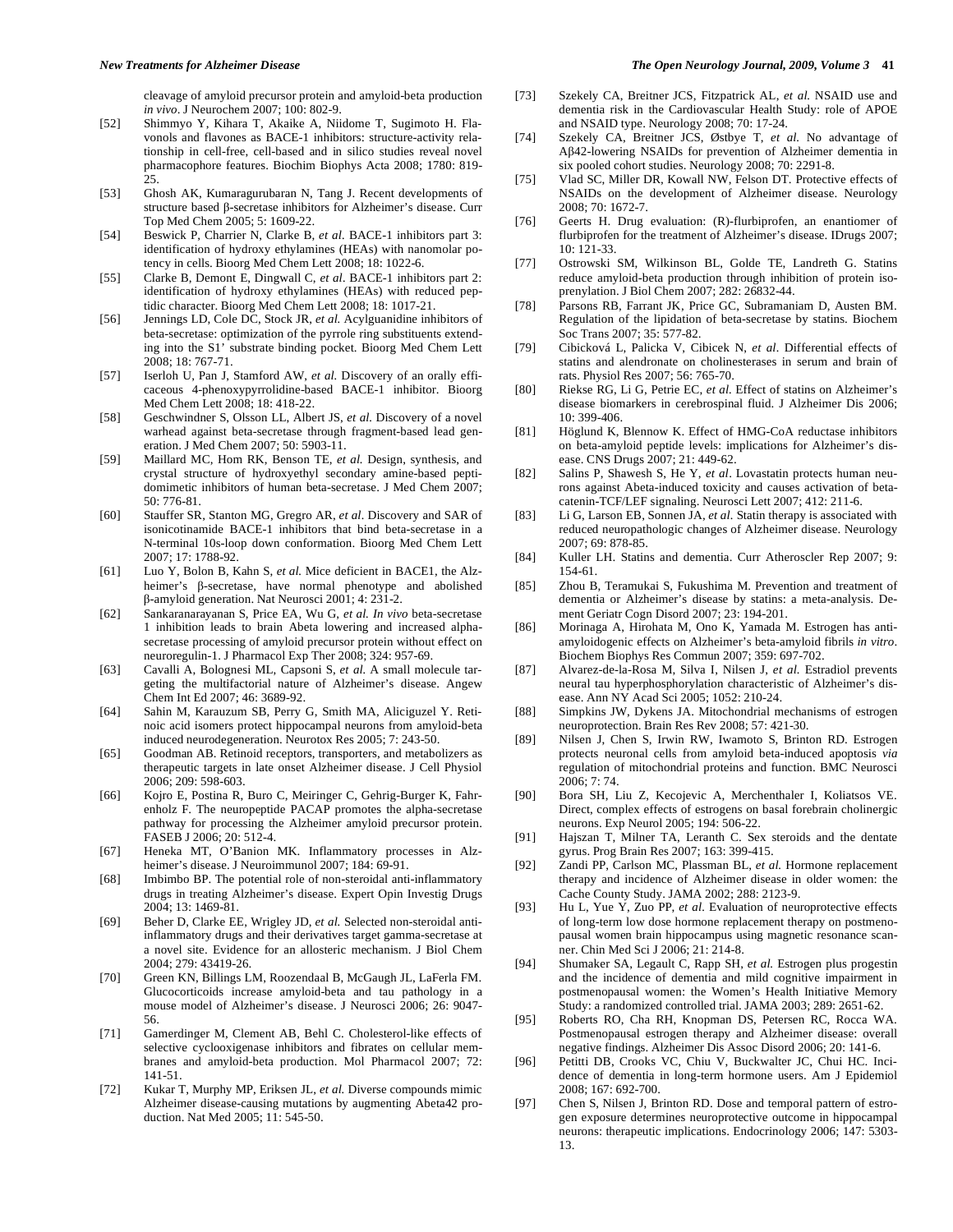cleavage of amyloid precursor protein and amyloid-beta production *in vivo*. J Neurochem 2007; 100: 802-9.

[52] Shimmyo Y, Kihara T, Akaike A, Niidome T, Sugimoto H. Flavonols and flavones as BACE-1 inhibitors: structure-activity relationship in cell-free, cell-based and in silico studies reveal novel pharmacophore features. Biochim Biophys Acta 2008; 1780: 819-25.

[53] Ghosh AK, Kumaragurubaran N, Tang J. Recent developments of structure based β-secretase inhibitors for Alzheimer's disease. Curr Top Med Chem 2005; 5: 1609-22.

[54] Beswick P, Charrier N, Clarke B, *et al*. BACE-1 inhibitors part 3: identification of hydroxy ethylamines (HEAs) with nanomolar potency in cells. Bioorg Med Chem Lett 2008; 18: 1022-6.

[55] Clarke B, Demont E, Dingwall C, *et al*. BACE-1 inhibitors part 2: identification of hydroxy ethylamines (HEAs) with reduced peptidic character. Bioorg Med Chem Lett 2008; 18: 1017-21.

[56] Jennings LD, Cole DC, Stock JR, *et al.* Acylguanidine inhibitors of beta-secretase: optimization of the pyrrole ring substituents extending into the S1' substrate binding pocket. Bioorg Med Chem Lett 2008; 18: 767-71.

[57] Iserloh U, Pan J, Stamford AW, *et al.* Discovery of an orally efficaceous 4-phenoxypyrrolidine-based BACE-1 inhibitor. Bioorg Med Chem Lett 2008; 18: 418-22.

[58] Geschwindner S, Olsson LL, Albert JS, *et al.* Discovery of a novel warhead against beta-secretase through fragment-based lead generation. J Med Chem 2007; 50: 5903-11.

[59] Maillard MC, Hom RK, Benson TE, *et al.* Design, synthesis, and crystal structure of hydroxyethyl secondary amine-based peptidomimetic inhibitors of human beta-secretase. J Med Chem 2007; 50: 776-81.

[60] Stauffer SR, Stanton MG, Gregro AR, *et al.* Discovery and SAR of isonicotinamide BACE-1 inhibitors that bind beta-secretase in a N-terminal 10s-loop down conformation. Bioorg Med Chem Lett 2007; 17: 1788-92.

[61] Luo Y, Bolon B, Kahn S, *et al.* Mice deficient in BACE1, the Alzheimer's β-secretase, have normal phenotype and abolished β-amyloid generation. Nat Neurosci 2001; 4: 231-2.

[62] Sankaranarayanan S, Price EA, Wu G, *et al. In vivo* beta-secretase 1 inhibition leads to brain Abeta lowering and increased alpha-secretase processing of amyloid precursor protein without effect on neuroregulin-1. J Pharmacol Exp Ther 2008; 324: 957-69.

[63] Cavalli A, Bolognesi ML, Capsoni S, *et al.* A small molecule targeting the multifactorial nature of Alzheimer's disease. Angew Chem Int Ed 2007; 46: 3689-92.

[64] Sahin M, Karauzum SB, Perry G, Smith MA, Aliciguzel Y. Retinoic acid isomers protect hippocampal neurons from amyloid-beta induced neurodegeneration. Neurotox Res 2005; 7: 243-50.

[65] Goodman AB. Retinoid receptors, transporters, and metabolizers as therapeutic targets in late onset Alzheimer disease. J Cell Physiol 2006; 209: 598-603.

[66] Kojro E, Postina R, Buro C, Meiringer C, Gehrig-Burger K, Fahrenholz F. The neuropeptide PACAP promotes the alpha-secretase pathway for processing the Alzheimer amyloid precursor protein. FASEB J 2006; 20: 512-4.

[67] Heneka MT, O'Banion MK. Inflammatory processes in Alzheimer's disease. J Neuroimmunol 2007; 184: 69-91.

[68] Imbimbo BP. The potential role of non-steroidal anti-inflammatory drugs in treating Alzheimer's disease. Expert Opin Investig Drugs 2004; 13: 1469-81.

[69] Beher D, Clarke EE, Wrigley JD, *et al.* Selected non-steroidal anti-inflammatory drugs and their derivatives target gamma-secretase at a novel site. Evidence for an allosteric mechanism. J Biol Chem 2004; 279: 43419-26.

[70] Green KN, Billings LM, Roozendaal B, McGaugh JL, LaFerla FM. Glucocorticoids increase amyloid-beta and tau pathology in a mouse model of Alzheimer's disease. J Neurosci 2006; 26: 9047-56.

[71] Gamerdinger M, Clement AB, Behl C. Cholesterol-like effects of selective cyclooxigenase inhibitors and fibrates on cellular membranes and amyloid-beta production. Mol Pharmacol 2007; 72: 141-51.

[72] Kukar T, Murphy MP, Eriksen JL, *et al.* Diverse compounds mimic Alzheimer disease-causing mutations by augmenting Abeta42 production. Nat Med 2005; 11: 545-50.

[73] Szekely CA, Breitner JCS, Fitzpatrick AL, *et al.* NSAID use and dementia risk in the Cardiovascular Health Study: role of APOE and NSAID type. Neurology 2008; 70: 17-24.

[74] Szekely CA, Breitner JCS, Østbye T, *et al.* No advantage of Aβ42-lowering NSAIDs for prevention of Alzheimer dementia in six pooled cohort studies. Neurology 2008; 70: 2291-8.

[75] Vlad SC, Miller DR, Kowall NW, Felson DT. Protective effects of NSAIDs on the development of Alzheimer disease. Neurology 2008; 70: 1672-7.

[76] Geerts H. Drug evaluation: (R)-flurbiprofen, an enantiomer of flurbiprofen for the treatment of Alzheimer's disease. IDrugs 2007; 10: 121-33.

[77] Ostrowski SM, Wilkinson BL, Golde TE, Landreth G. Statins reduce amyloid-beta production through inhibition of protein isoprenylation. J Biol Chem 2007; 282: 26832-44.

[78] Parsons RB, Farrant JK, Price GC, Subramaniam D, Austen BM. Regulation of the lipidation of beta-secretase by statins. Biochem Soc Trans 2007; 35: 577-82.

[79] Cibicková L, Palicka V, Cibicek N, *et al*. Differential effects of statins and alendronate on cholinesterases in serum and brain of rats. Physiol Res 2007; 56: 765-70.

[80] Riekse RG, Li G, Petrie EC, *et al.* Effect of statins on Alzheimer's disease biomarkers in cerebrospinal fluid. J Alzheimer Dis 2006; 10: 399-406.

[81] Höglund K, Blennow K. Effect of HMG-CoA reductase inhibitors on beta-amyloid peptide levels: implications for Alzheimer's disease. CNS Drugs 2007; 21: 449-62.

[82] Salins P, Shawesh S, He Y, *et al*. Lovastatin protects human neurons against Abeta-induced toxicity and causes activation of beta-catenin-TCF/LEF signaling. Neurosci Lett 2007; 412: 211-6.

[83] Li G, Larson EB, Sonnen JA, *et al.* Statin therapy is associated with reduced neuropathologic changes of Alzheimer disease. Neurology 2007; 69: 878-85.

[84] Kuller LH. Statins and dementia. Curr Atheroscler Rep 2007; 9: 154-61.

[85] Zhou B, Teramukai S, Fukushima M. Prevention and treatment of dementia or Alzheimer's disease by statins: a meta-analysis. Dement Geriatr Cogn Disord 2007; 23: 194-201.

[86] Morinaga A, Hirohata M, Ono K, Yamada M. Estrogen has anti-amyloidogenic effects on Alzheimer's beta-amyloid fibrils *in vitro*. Biochem Biophys Res Commun 2007; 359: 697-702.

[87] Alvarez-de-la-Rosa M, Silva I, Nilsen J, *et al.* Estradiol prevents neural tau hyperphosphorylation characteristic of Alzheimer's disease. Ann NY Acad Sci 2005; 1052: 210-24.

[88] Simpkins JW, Dykens JA. Mitochondrial mechanisms of estrogen neuroprotection. Brain Res Rev 2008; 57: 421-30.

[89] Nilsen J, Chen S, Irwin RW, Iwamoto S, Brinton RD. Estrogen protects neuronal cells from amyloid beta-induced apoptosis *via* regulation of mitochondrial proteins and function. BMC Neurosci 2006; 7: 74.

[90] Bora SH, Liu Z, Kecojevic A, Merchenthaler I, Koliatsos VE. Direct, complex effects of estrogens on basal forebrain cholinergic neurons. Exp Neurol 2005; 194: 506-22.

[91] Hajszan T, Milner TA, Leranth C. Sex steroids and the dentate gyrus. Prog Brain Res 2007; 163: 399-415.

[92] Zandi PP, Carlson MC, Plassman BL, *et al.* Hormone replacement therapy and incidence of Alzheimer disease in older women: the Cache County Study. JAMA 2002; 288: 2123-9.

[93] Hu L, Yue Y, Zuo PP, *et al*. Evaluation of neuroprotective effects of long-term low dose hormone replacement therapy on postmenopausal women brain hippocampus using magnetic resonance scanner. Chin Med Sci J 2006; 21: 214-8.

[94] Shumaker SA, Legault C, Rapp SH, *et al.* Estrogen plus progestin and the incidence of dementia and mild cognitive impairment in postmenopausal women: the Women's Health Initiative Memory Study: a randomized controlled trial. JAMA 2003; 289: 2651-62.

[95] Roberts RO, Cha RH, Knopman DS, Petersen RC, Rocca WA. Postmenopausal estrogen therapy and Alzheimer disease: overall negative findings. Alzheimer Dis Assoc Disord 2006; 20: 141-6.

[96] Petitti DB, Crooks VC, Chiu V, Buckwalter JC, Chui HC. Incidence of dementia in long-term hormone users. Am J Epidemiol 2008; 167: 692-700.

[97] Chen S, Nilsen J, Brinton RD. Dose and temporal pattern of estrogen exposure determines neuroprotective outcome in hippocampal neurons: therapeutic implications. Endocrinology 2006; 147: 5303-13.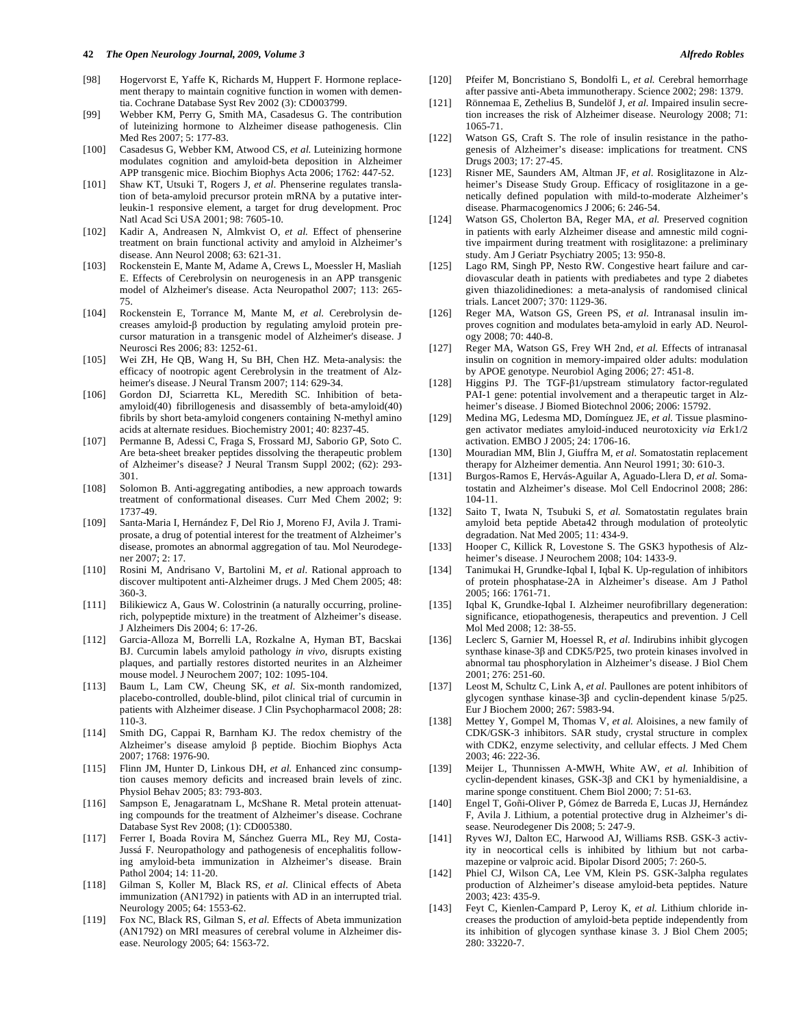[98] Hogervorst E, Yaffe K, Richards M, Huppert F. Hormone replacement therapy to maintain cognitive function in women with dementia. Cochrane Database Syst Rev 2002 (3): CD003799.

[99] Webber KM, Perry G, Smith MA, Casadesus G. The contribution of luteinizing hormone to Alzheimer disease pathogenesis. Clin Med Res 2007; 5: 177-83.

[100] Casadesus G, Webber KM, Atwood CS, *et al.* Luteinizing hormone modulates cognition and amyloid-beta deposition in Alzheimer APP transgenic mice. Biochim Biophys Acta 2006; 1762: 447-52.

[101] Shaw KT, Utsuki T, Rogers J, *et al*. Phenserine regulates translation of beta-amyloid precursor protein mRNA by a putative interleukin-1 responsive element, a target for drug development. Proc Natl Acad Sci USA 2001; 98: 7605-10.

[102] Kadir A, Andreasen N, Almkvist O, *et al.* Effect of phenserine treatment on brain functional activity and amyloid in Alzheimer's disease. Ann Neurol 2008; 63: 621-31.

[103] Rockenstein E, Mante M, Adame A, Crews L, Moessler H, Masliah E. Effects of Cerebrolysin on neurogenesis in an APP transgenic model of Alzheimer's disease. Acta Neuropathol 2007; 113: 265-75.

[104] Rockenstein E, Torrance M, Mante M, *et al.* Cerebrolysin decreases amyloid-β production by regulating amyloid protein precursor maturation in a transgenic model of Alzheimer's disease. J Neurosci Res 2006; 83: 1252-61.

[105] Wei ZH, He QB, Wang H, Su BH, Chen HZ. Meta-analysis: the efficacy of nootropic agent Cerebrolysin in the treatment of Alzheimer's disease. J Neural Transm 2007; 114: 629-34.

[106] Gordon DJ, Sciarretta KL, Meredith SC. Inhibition of beta-amyloid(40) fibrillogenesis and disassembly of beta-amyloid(40) fibrils by short beta-amyloid congeners containing N-methyl amino acids at alternate residues. Biochemistry 2001; 40: 8237-45.

[107] Permanne B, Adessi C, Fraga S, Frossard MJ, Saborio GP, Soto C. Are beta-sheet breaker peptides dissolving the therapeutic problem of Alzheimer's disease? J Neural Transm Suppl 2002; (62): 293-301.

[108] Solomon B. Anti-aggregating antibodies, a new approach towards treatment of conformational diseases. Curr Med Chem 2002; 9: 1737-49.

[109] Santa-Maria I, Hernández F, Del Rio J, Moreno FJ, Avila J. Tramiprosate, a drug of potential interest for the treatment of Alzheimer's disease, promotes an abnormal aggregation of tau. Mol Neurodegener 2007; 2: 17.

[110] Rosini M, Andrisano V, Bartolini M, *et al*. Rational approach to discover multipotent anti-Alzheimer drugs. J Med Chem 2005; 48: 360-3.

[111] Bilikiewicz A, Gaus W. Colostrinin (a naturally occurring, proline-rich, polypeptide mixture) in the treatment of Alzheimer's disease. J Alzheimers Dis 2004; 6: 17-26.

[112] Garcia-Alloza M, Borrelli LA, Rozkalne A, Hyman BT, Bacskai BJ. Curcumin labels amyloid pathology *in vivo*, disrupts existing plaques, and partially restores distorted neurites in an Alzheimer mouse model. J Neurochem 2007; 102: 1095-104.

[113] Baum L, Lam CW, Cheung SK, *et al.* Six-month randomized, placebo-controlled, double-blind, pilot clinical trial of curcumin in patients with Alzheimer disease. J Clin Psychopharmacol 2008; 28: 110-3.

[114] Smith DG, Cappai R, Barnham KJ. The redox chemistry of the Alzheimer's disease amyloid β peptide. Biochim Biophys Acta 2007; 1768: 1976-90.

[115] Flinn JM, Hunter D, Linkous DH, *et al.* Enhanced zinc consumption causes memory deficits and increased brain levels of zinc. Physiol Behav 2005; 83: 793-803.

[116] Sampson E, Jenagaratnam L, McShane R. Metal protein attenuating compounds for the treatment of Alzheimer's disease. Cochrane Database Syst Rev 2008; (1): CD005380.

[117] Ferrer I, Boada Rovira M, Sánchez Guerra ML, Rey MJ, Costa-Jussá F. Neuropathology and pathogenesis of encephalitis following amyloid-beta immunization in Alzheimer's disease. Brain Pathol 2004; 14: 11-20.

[118] Gilman S, Koller M, Black RS, *et al*. Clinical effects of Abeta immunization (AN1792) in patients with AD in an interrupted trial. Neurology 2005; 64: 1553-62.

[119] Fox NC, Black RS, Gilman S, *et al.* Effects of Abeta immunization (AN1792) on MRI measures of cerebral volume in Alzheimer disease. Neurology 2005; 64: 1563-72.

[120] Pfeifer M, Boncristiano S, Bondolfi L, *et al.* Cerebral hemorrhage after passive anti-Abeta immunotherapy. Science 2002; 298: 1379.

[121] Rönnemaa E, Zethelius B, Sundelöf J, *et al.* Impaired insulin secretion increases the risk of Alzheimer disease. Neurology 2008; 71: 1065-71.

[122] Watson GS, Craft S. The role of insulin resistance in the pathogenesis of Alzheimer's disease: implications for treatment. CNS Drugs 2003; 17: 27-45.

[123] Risner ME, Saunders AM, Altman JF, *et al.* Rosiglitazone in Alzheimer's Disease Study Group. Efficacy of rosiglitazone in a genetically defined population with mild-to-moderate Alzheimer's disease. Pharmacogenomics J 2006; 6: 246-54.

[124] Watson GS, Cholerton BA, Reger MA, *et al.* Preserved cognition in patients with early Alzheimer disease and amnestic mild cognitive impairment during treatment with rosiglitazone: a preliminary study. Am J Geriatr Psychiatry 2005; 13: 950-8.

[125] Lago RM, Singh PP, Nesto RW. Congestive heart failure and cardiovascular death in patients with prediabetes and type 2 diabetes given thiazolidinediones: a meta-analysis of randomised clinical trials. Lancet 2007; 370: 1129-36.

[126] Reger MA, Watson GS, Green PS, *et al.* Intranasal insulin improves cognition and modulates beta-amyloid in early AD. Neurology 2008; 70: 440-8.

[127] Reger MA, Watson GS, Frey WH 2nd, *et al.* Effects of intranasal insulin on cognition in memory-impaired older adults: modulation by APOE genotype. Neurobiol Aging 2006; 27: 451-8.

[128] Higgins PJ. The TGF-β1/upstream stimulatory factor-regulated PAI-1 gene: potential involvement and a therapeutic target in Alzheimer's disease. J Biomed Biotechnol 2006; 2006: 15792.

[129] Medina MG, Ledesma MD, Domínguez JE, *et al.* Tissue plasminogen activator mediates amyloid-induced neurotoxicity *via* Erk1/2 activation. EMBO J 2005; 24: 1706-16.

[130] Mouradian MM, Blin J, Giuffra M, *et al.* Somatostatin replacement therapy for Alzheimer dementia. Ann Neurol 1991; 30: 610-3.

[131] Burgos-Ramos E, Hervás-Aguilar A, Aguado-Llera D, *et al.* Somatostatin and Alzheimer's disease. Mol Cell Endocrinol 2008; 286: 104-11.

[132] Saito T, Iwata N, Tsubuki S, *et al.* Somatostatin regulates brain amyloid beta peptide Abeta42 through modulation of proteolytic degradation. Nat Med 2005; 11: 434-9.

[133] Hooper C, Killick R, Lovestone S. The GSK3 hypothesis of Alzheimer's disease. J Neurochem 2008; 104: 1433-9.

[134] Tanimukai H, Grundke-Iqbal I, Iqbal K. Up-regulation of inhibitors of protein phosphatase-2A in Alzheimer's disease. Am J Pathol 2005; 166: 1761-71.

[135] Iqbal K, Grundke-Iqbal I. Alzheimer neurofibrillary degeneration: significance, etiopathogenesis, therapeutics and prevention. J Cell Mol Med 2008; 12: 38-55.

[136] Leclerc S, Garnier M, Hoessel R, *et al.* Indirubins inhibit glycogen synthase kinase-3β and CDK5/P25, two protein kinases involved in abnormal tau phosphorylation in Alzheimer's disease. J Biol Chem 2001; 276: 251-60.

[137] Leost M, Schultz C, Link A, *et al*. Paullones are potent inhibitors of glycogen synthase kinase-3β and cyclin-dependent kinase 5/p25. Eur J Biochem 2000; 267: 5983-94.

[138] Mettey Y, Gompel M, Thomas V, *et al.* Aloisines, a new family of CDK/GSK-3 inhibitors. SAR study, crystal structure in complex with CDK2, enzyme selectivity, and cellular effects. J Med Chem 2003; 46: 222-36.

[139] Meijer L, Thunnissen A-MWH, White AW, *et al.* Inhibition of cyclin-dependent kinases, GSK-3β and CK1 by hymenialdisine, a marine sponge constituent. Chem Biol 2000; 7: 51-63.

[140] Engel T, Goñi-Oliver P, Gómez de Barreda E, Lucas JJ, Hernández F, Avila J. Lithium, a potential protective drug in Alzheimer's disease. Neurodegener Dis 2008; 5: 247-9.

[141] Ryves WJ, Dalton EC, Harwood AJ, Williams RSB. GSK-3 activity in neocortical cells is inhibited by lithium but not carbamazepine or valproic acid. Bipolar Disord 2005; 7: 260-5.

[142] Phiel CJ, Wilson CA, Lee VM, Klein PS. GSK-3alpha regulates production of Alzheimer's disease amyloid-beta peptides. Nature 2003; 423: 435-9.

[143] Feyt C, Kienlen-Campard P, Leroy K, *et al.* Lithium chloride increases the production of amyloid-beta peptide independently from its inhibition of glycogen synthase kinase 3. J Biol Chem 2005; 280: 33220-7.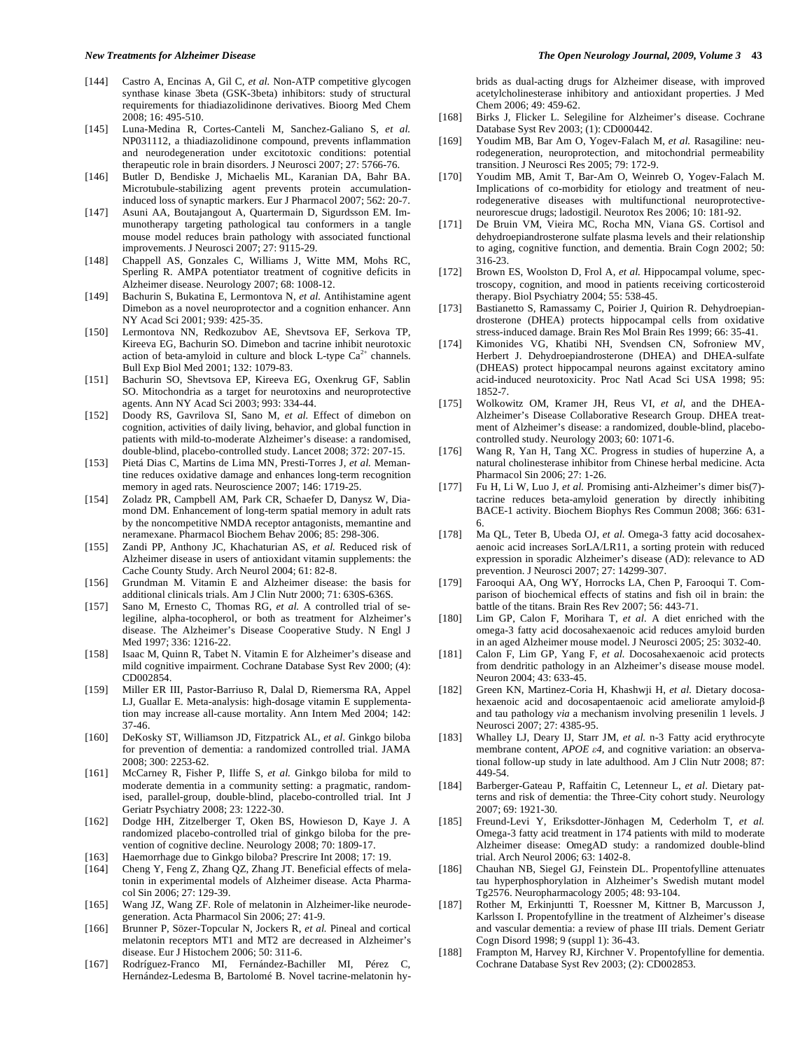[144] Castro A, Encinas A, Gil C, *et al.* Non-ATP competitive glycogen synthase kinase 3beta (GSK-3beta) inhibitors: study of structural requirements for thiadiazolidinone derivatives. Bioorg Med Chem 2008; 16: 495-510.

[145] Luna-Medina R, Cortes-Canteli M, Sanchez-Galiano S, *et al.* NP031112, a thiadiazolidinone compound, prevents inflammation and neurodegeneration under excitotoxic conditions: potential therapeutic role in brain disorders. J Neurosci 2007; 27: 5766-76.

[146] Butler D, Bendiske J, Michaelis ML, Karanian DA, Bahr BA. Microtubule-stabilizing agent prevents protein accumulation-induced loss of synaptic markers. Eur J Pharmacol 2007; 562: 20-7.

[147] Asuni AA, Boutajangout A, Quartermain D, Sigurdsson EM. Immunotherapy targeting pathological tau conformers in a tangle mouse model reduces brain pathology with associated functional improvements. J Neurosci 2007; 27: 9115-29.

[148] Chappell AS, Gonzales C, Williams J, Witte MM, Mohs RC, Sperling R. AMPA potentiator treatment of cognitive deficits in Alzheimer disease. Neurology 2007; 68: 1008-12.

[149] Bachurin S, Bukatina E, Lermontova N, *et al.* Antihistamine agent Dimebon as a novel neuroprotector and a cognition enhancer. Ann NY Acad Sci 2001; 939: 425-35.

[150] Lermontova NN, Redkozubov AE, Shevtsova EF, Serkova TP, Kireeva EG, Bachurin SO. Dimebon and tacrine inhibit neurotoxic action of beta-amyloid in culture and block L-type $Ca^{2+}$ channels. Bull Exp Biol Med 2001; 132: 1079-83.

[151] Bachurin SO, Shevtsova EP, Kireeva EG, Oxenkrug GF, Sablin SO. Mitochondria as a target for neurotoxins and neuroprotective agents. Ann NY Acad Sci 2003; 993: 334-44.

[152] Doody RS, Gavrilova SI, Sano M, *et al.* Effect of dimebon on cognition, activities of daily living, behavior, and global function in patients with mild-to-moderate Alzheimer's disease: a randomised, double-blind, placebo-controlled study. Lancet 2008; 372: 207-15.

[153] Pietá Dias C, Martins de Lima MN, Presti-Torres J, *et al.* Memantine reduces oxidative damage and enhances long-term recognition memory in aged rats. Neuroscience 2007; 146: 1719-25.

[154] Zoladz PR, Campbell AM, Park CR, Schaefer D, Danysz W, Diamond DM. Enhancement of long-term spatial memory in adult rats by the noncompetitive NMDA receptor antagonists, memantine and neramexane. Pharmacol Biochem Behav 2006; 85: 298-306.

[155] Zandi PP, Anthony JC, Khachaturian AS, *et al.* Reduced risk of Alzheimer disease in users of antioxidant vitamin supplements: the Cache County Study. Arch Neurol 2004; 61: 82-8.

[156] Grundman M. Vitamin E and Alzheimer disease: the basis for additional clinicals trials. Am J Clin Nutr 2000; 71: 630S-636S.

[157] Sano M, Ernesto C, Thomas RG, *et al.* A controlled trial of selegiline, alpha-tocopherol, or both as treatment for Alzheimer's disease. The Alzheimer's Disease Cooperative Study. N Engl J Med 1997; 336: 1216-22.

[158] Isaac M, Quinn R, Tabet N. Vitamin E for Alzheimer's disease and mild cognitive impairment. Cochrane Database Syst Rev 2000; (4): CD002854.

[159] Miller ER III, Pastor-Barriuso R, Dalal D, Riemersma RA, Appel LJ, Guallar E. Meta-analysis: high-dosage vitamin E supplementation may increase all-cause mortality. Ann Intern Med 2004; 142: 37-46.

[160] DeKosky ST, Williamson JD, Fitzpatrick AL, *et al.* Ginkgo biloba for prevention of dementia: a randomized controlled trial. JAMA 2008; 300: 2253-62.

[161] McCarney R, Fisher P, Iliffe S, *et al.* Ginkgo biloba for mild to moderate dementia in a community setting: a pragmatic, randomised, parallel-group, double-blind, placebo-controlled trial. Int J Geriatr Psychiatry 2008; 23: 1222-30.

[162] Dodge HH, Zitzelberger T, Oken BS, Howieson D, Kaye J. A randomized placebo-controlled trial of ginkgo biloba for the prevention of cognitive decline. Neurology 2008; 70: 1809-17.

[163] Haemorrhage due to Ginkgo biloba? Prescrire Int 2008; 17: 19.

[164] Cheng Y, Feng Z, Zhang QZ, Zhang JT. Beneficial effects of melatonin in experimental models of Alzheimer disease. Acta Pharmacol Sin 2006; 27: 129-39.

[165] Wang JZ, Wang ZF. Role of melatonin in Alzheimer-like neurodegeneration. Acta Pharmacol Sin 2006; 27: 41-9.

[166] Brunner P, Sözer-Topcular N, Jockers R, *et al.* Pineal and cortical melatonin receptors MT1 and MT2 are decreased in Alzheimer's disease. Eur J Histochem 2006; 50: 311-6.

[167] Rodríguez-Franco MI, Fernández-Bachiller MI, Pérez C, Hernández-Ledesma B, Bartolomé B. Novel tacrine-melatonin hybrids as dual-acting drugs for Alzheimer disease, with improved acetylcholinesterase inhibitory and antioxidant properties. J Med Chem 2006; 49: 459-62.

[168] Birks J, Flicker L. Selegiline for Alzheimer's disease. Cochrane Database Syst Rev 2003; (1): CD000442.

[169] Youdim MB, Bar Am O, Yogev-Falach M, *et al.* Rasagiline: neurodegeneration, neuroprotection, and mitochondrial permeability transition. J Neurosci Res 2005; 79: 172-9.

[170] Youdim MB, Amit T, Bar-Am O, Weinreb O, Yogev-Falach M. Implications of co-morbidity for etiology and treatment of neurodegenerative diseases with multifunctional neuroprotective-neurorescue drugs; ladostigil. Neurotox Res 2006; 10: 181-92.

[171] De Bruin VM, Vieira MC, Rocha MN, Viana GS. Cortisol and dehydroepiandrosterone sulfate plasma levels and their relationship to aging, cognitive function, and dementia. Brain Cogn 2002; 50: 316-23.

[172] Brown ES, Woolston D, Frol A, *et al.* Hippocampal volume, spectroscopy, cognition, and mood in patients receiving corticosteroid therapy. Biol Psychiatry 2004; 55: 538-45.

[173] Bastianetto S, Ramassamy C, Poirier J, Quirion R. Dehydroepiandrosterone (DHEA) protects hippocampal cells from oxidative stress-induced damage. Brain Res Mol Brain Res 1999; 66: 35-41.

[174] Kimonides VG, Khatibi NH, Svendsen CN, Sofroniew MV, Herbert J. Dehydroepiandrosterone (DHEA) and DHEA-sulfate (DHEAS) protect hippocampal neurons against excitatory amino acid-induced neurotoxicity. Proc Natl Acad Sci USA 1998; 95: 1852-7.

[175] Wolkowitz OM, Kramer JH, Reus VI, *et al*, and the DHEA-Alzheimer's Disease Collaborative Research Group. DHEA treatment of Alzheimer's disease: a randomized, double-blind, placebo-controlled study. Neurology 2003; 60: 1071-6.

[176] Wang R, Yan H, Tang XC. Progress in studies of huperzine A, a natural cholinesterase inhibitor from Chinese herbal medicine. Acta Pharmacol Sin 2006; 27: 1-26.

[177] Fu H, Li W, Luo J, *et al.* Promising anti-Alzheimer's dimer bis(7)-tacrine reduces beta-amyloid generation by directly inhibiting BACE-1 activity. Biochem Biophys Res Commun 2008; 366: 631-6.

[178] Ma QL, Teter B, Ubeda OJ, *et al.* Omega-3 fatty acid docosahexaenoic acid increases SorLA/LR11, a sorting protein with reduced expression in sporadic Alzheimer's disease (AD): relevance to AD prevention. J Neurosci 2007; 27: 14299-307.

[179] Farooqui AA, Ong WY, Horrocks LA, Chen P, Farooqui T. Comparison of biochemical effects of statins and fish oil in brain: the battle of the titans. Brain Res Rev 2007; 56: 443-71.

[180] Lim GP, Calon F, Morihara T, *et al.* A diet enriched with the omega-3 fatty acid docosahexaenoic acid reduces amyloid burden in an aged Alzheimer mouse model. J Neurosci 2005; 25: 3032-40.

[181] Calon F, Lim GP, Yang F, *et al.* Docosahexaenoic acid protects from dendritic pathology in an Alzheimer's disease mouse model. Neuron 2004; 43: 633-45.

[182] Green KN, Martinez-Coria H, Khashwji H, *et al.* Dietary docosahexaenoic acid and docosapentaenoic acid ameliorate amyloid-β and tau pathology *via* a mechanism involving presenilin 1 levels. J Neurosci 2007; 27: 4385-95.

[183] Whalley LJ, Deary IJ, Starr JM, *et al.* n-3 Fatty acid erythrocyte membrane content, *APOE ε4*, and cognitive variation: an observational follow-up study in late adulthood. Am J Clin Nutr 2008; 87: 449-54.

[184] Barberger-Gateau P, Raffaitin C, Letenneur L, *et al*. Dietary patterns and risk of dementia: the Three-City cohort study. Neurology 2007; 69: 1921-30.

[185] Freund-Levi Y, Eriksdotter-Jönhagen M, Cederholm T, *et al.* Omega-3 fatty acid treatment in 174 patients with mild to moderate Alzheimer disease: OmegAD study: a randomized double-blind trial. Arch Neurol 2006; 63: 1402-8.

[186] Chauhan NB, Siegel GJ, Feinstein DL. Propentofylline attenuates tau hyperphosphorylation in Alzheimer's Swedish mutant model Tg2576. Neuropharmacology 2005; 48: 93-104.

[187] Rother M, Erkinjuntti T, Roessner M, Kittner B, Marcusson J, Karlsson I. Propentofylline in the treatment of Alzheimer's disease and vascular dementia: a review of phase III trials. Dement Geriatr Cogn Disord 1998; 9 (suppl 1): 36-43.

[188] Frampton M, Harvey RJ, Kirchner V. Propentofylline for dementia. Cochrane Database Syst Rev 2003; (2): CD002853.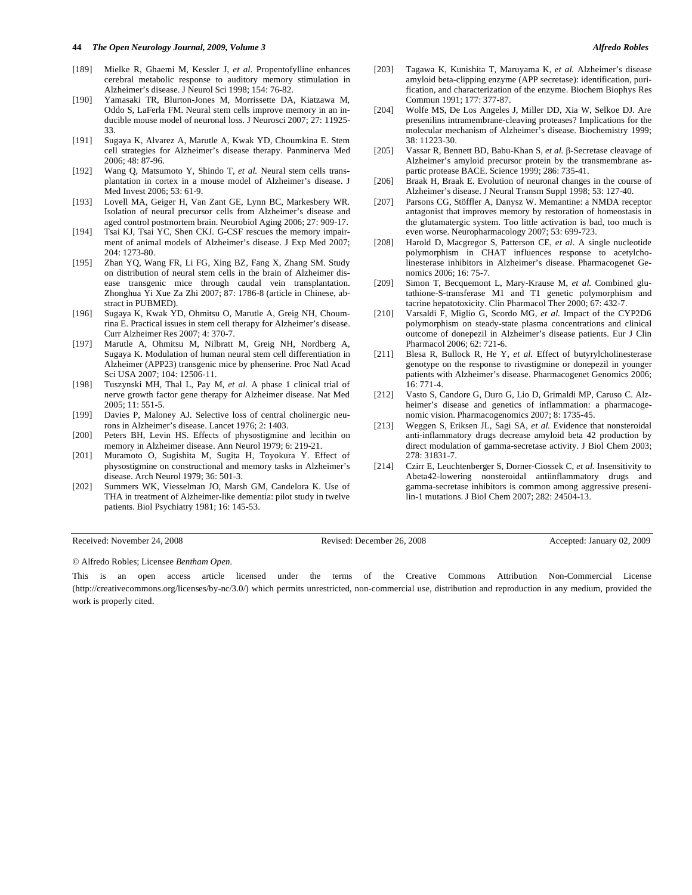[189] Mielke R, Ghaemi M, Kessler J, *et al*. Propentofylline enhances cerebral metabolic response to auditory memory stimulation in Alzheimer's disease. J Neurol Sci 1998; 154: 76-82.

[190] Yamasaki TR, Blurton-Jones M, Morrissette DA, Kiatzawa M, Oddo S, LaFerla FM. Neural stem cells improve memory in an inducible mouse model of neuronal loss. J Neurosci 2007; 27: 11925-33.

[191] Sugaya K, Alvarez A, Marutle A, Kwak YD, Choumkina E. Stem cell strategies for Alzheimer's disease therapy. Panminerva Med 2006; 48: 87-96.

[192] Wang Q, Matsumoto Y, Shindo T, *et al.* Neural stem cells transplantation in cortex in a mouse model of Alzheimer's disease. J Med Invest 2006; 53: 61-9.

[193] Lovell MA, Geiger H, Van Zant GE, Lynn BC, Markesbery WR. Isolation of neural precursor cells from Alzheimer's disease and aged control postmortem brain. Neurobiol Aging 2006; 27: 909-17.

[194] Tsai KJ, Tsai YC, Shen CKJ. G-CSF rescues the memory impairment of animal models of Alzheimer's disease. J Exp Med 2007; 204: 1273-80.

[195] Zhan YQ, Wang FR, Li FG, Xing BZ, Fang X, Zhang SM. Study on distribution of neural stem cells in the brain of Alzheimer disease transgenic mice through caudal vein transplantation. Zhonghua Yi Xue Za Zhi 2007; 87: 1786-8 (article in Chinese, abstract in PUBMED).

[196] Sugaya K, Kwak YD, Ohmitsu O, Marutle A, Greig NH, Choumrina E. Practical issues in stem cell therapy for Alzheimer's disease. Curr Alzheimer Res 2007; 4: 370-7.

[197] Marutle A, Ohmitsu M, Nilbratt M, Greig NH, Nordberg A, Sugaya K. Modulation of human neural stem cell differentiation in Alzheimer (APP23) transgenic mice by phenserine. Proc Natl Acad Sci USA 2007; 104: 12506-11.

[198] Tuszynski MH, Thal L, Pay M, *et al.* A phase 1 clinical trial of nerve growth factor gene therapy for Alzheimer disease. Nat Med 2005; 11: 551-5.

[199] Davies P, Maloney AJ. Selective loss of central cholinergic neurons in Alzheimer's disease. Lancet 1976; 2: 1403.

[200] Peters BH, Levin HS. Effects of physostigmine and lecithin on memory in Alzheimer disease. Ann Neurol 1979; 6: 219-21.

[201] Muramoto O, Sugishita M, Sugita H, Toyokura Y. Effect of physostigmine on constructional and memory tasks in Alzheimer's disease. Arch Neurol 1979; 36: 501-3.

[202] Summers WK, Viesselman JO, Marsh GM, Candelora K. Use of THA in treatment of Alzheimer-like dementia: pilot study in twelve patients. Biol Psychiatry 1981; 16: 145-53.

[203] Tagawa K, Kunishita T, Maruyama K, *et al.* Alzheimer's disease amyloid beta-clipping enzyme (APP secretase): identification, purification, and characterization of the enzyme. Biochem Biophys Res Commun 1991; 177: 377-87.

[204] Wolfe MS, De Los Angeles J, Miller DD, Xia W, Selkoe DJ. Are presenilins intramembrane-cleaving proteases? Implications for the molecular mechanism of Alzheimer's disease. Biochemistry 1999; 38: 11223-30.

[205] Vassar R, Bennett BD, Babu-Khan S, *et al.* β-Secretase cleavage of Alzheimer's amyloid precursor protein by the transmembrane aspartic protease BACE. Science 1999; 286: 735-41.

[206] Braak H, Braak E. Evolution of neuronal changes in the course of Alzheimer's disease. J Neural Transm Suppl 1998; 53: 127-40.

[207] Parsons CG, Stöffler A, Danysz W. Memantine: a NMDA receptor antagonist that improves memory by restoration of homeostasis in the glutamatergic system. Too little activation is bad, too much is even worse. Neuropharmacology 2007; 53: 699-723.

[208] Harold D, Macgregor S, Patterson CE, *et al*. A single nucleotide polymorphism in CHAT influences response to acetylcholinesterase inhibitors in Alzheimer's disease. Pharmacogenet Genomics 2006; 16: 75-7.

[209] Simon T, Becquemont L, Mary-Krause M, *et al.* Combined glutathione-S-transferase M1 and T1 genetic polymorphism and tacrine hepatotoxicity. Clin Pharmacol Ther 2000; 67: 432-7.

[210] Varsaldi F, Miglio G, Scordo MG, *et al.* Impact of the CYP2D6 polymorphism on steady-state plasma concentrations and clinical outcome of donepezil in Alzheimer's disease patients. Eur J Clin Pharmacol 2006; 62: 721-6.

[211] Blesa R, Bullock R, He Y, *et al.* Effect of butyrylcholinesterase genotype on the response to rivastigmine or donepezil in younger patients with Alzheimer's disease. Pharmacogenet Genomics 2006; 16: 771-4.

[212] Vasto S, Candore G, Duro G, Lio D, Grimaldi MP, Caruso C. Alzheimer's disease and genetics of inflammation: a pharmacogenomic vision. Pharmacogenomics 2007; 8: 1735-45.

[213] Weggen S, Eriksen JL, Sagi SA, *et al.* Evidence that nonsteroidal anti-inflammatory drugs decrease amyloid beta 42 production by direct modulation of gamma-secretase activity. J Biol Chem 2003; 278: 31831-7.

[214] Czirr E, Leuchtenberger S, Dorner-Ciossek C, *et al.* Insensitivity to Abeta42-lowering nonsteroidal antiinflammatory drugs and gamma-secretase inhibitors is common among aggressive presenilin-1 mutations. J Biol Chem 2007; 282: 24504-13.

Received: November 24, 2008 Revised: December 26, 2008 Accepted: January 02, 2009

© Alfredo Robles; Licensee *Bentham Open*.

This is an open access article licensed under the terms of the Creative Commons Attribution Non-Commercial License (http://creativecommons.org/licenses/by-nc/3.0/) which permits unrestricted, non-commercial use, distribution and reproduction in any medium, provided the work is properly cited.